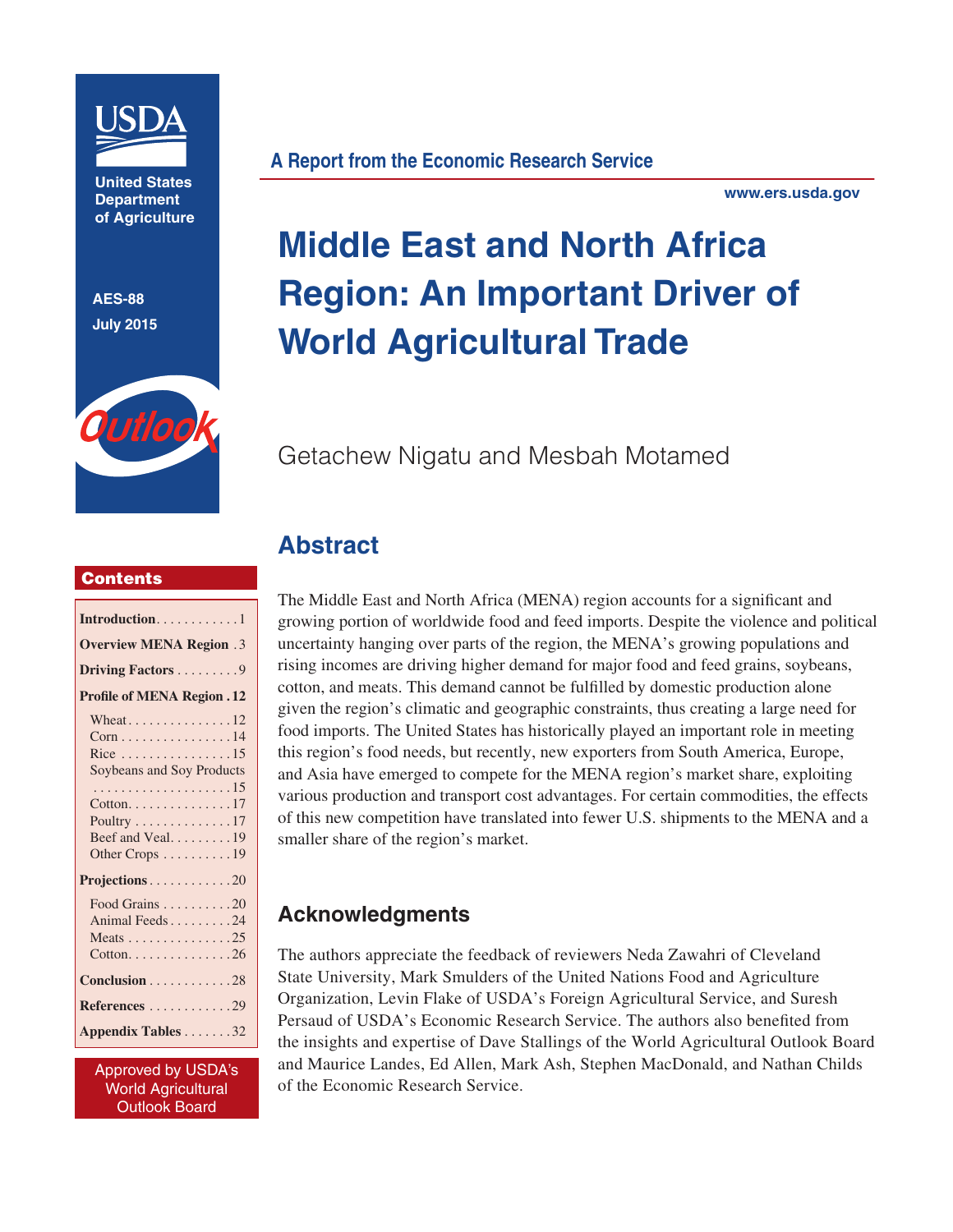United States Department of Agriculture

AES-88

July 2015

Outlook

**A Report from the Economic Research Service**

www.ers.usda.gov

# Middle East and North Africa Region: An Important Driver of World Agricultural Trade

Getachew Nigatu and Mesbah Motamed

## Abstract

The Middle East and North Africa (MENA) region accounts for a significant and growing portion of worldwide food and feed imports. Despite the violence and political uncertainty hanging over parts of the region, the MENA's growing populations and rising incomes are driving higher demand for major food and feed grains, soybeans, cotton, and meats. This demand cannot be fulfilled by domestic production alone given the region's climatic and geographic constraints, thus creating a large need for food imports. The United States has historically played an important role in meeting this region's food needs, but recently, new exporters from South America, Europe, and Asia have emerged to compete for the MENA region's market share, exploiting various production and transport cost advantages. For certain commodities, the effects of this new competition have translated into fewer U.S. shipments to the MENA and a smaller share of the region's market.

## Acknowledgments

The authors appreciate the feedback of reviewers Neda Zawahri of Cleveland State University, Mark Smulders of the United Nations Food and Agriculture Organization, Levin Flake of USDA's Foreign Agricultural Service, and Suresh Persaud of USDA's Economic Research Service. The authors also benefited from the insights and expertise of Dave Stallings of the World Agricultural Outlook Board and Maurice Landes, Ed Allen, Mark Ash, Stephen MacDonald, and Nathan Childs of the Economic Research Service.

## Contents

**Introduction** . . . . . . . . . . . . 1
**Overview MENA Region** . 3
**Driving Factors** . . . . . . . . . 9
**Profile of MENA Region** . 12
- Wheat . . . . . . . . . . . . . . . 12
- Corn . . . . . . . . . . . . . . . . 14
- Rice . . . . . . . . . . . . . . . . 15
- Soybeans and Soy Products . . . . . . . . . . . . . . . . . . . . 15
- Cotton . . . . . . . . . . . . . . . 17
- Poultry . . . . . . . . . . . . . . 17
- Beef and Veal . . . . . . . . . 19
- Other Crops . . . . . . . . . . 19

**Projections** . . . . . . . . . . . . 20
- Food Grains . . . . . . . . . . 20
- Animal Feeds . . . . . . . . . 24
- Meats . . . . . . . . . . . . . . . 25
- Cotton . . . . . . . . . . . . . . . 26

**Conclusion** . . . . . . . . . . . . 28
**References** . . . . . . . . . . . . 29
**Appendix Tables** . . . . . . . 32

Approved by USDA's World Agricultural Outlook Board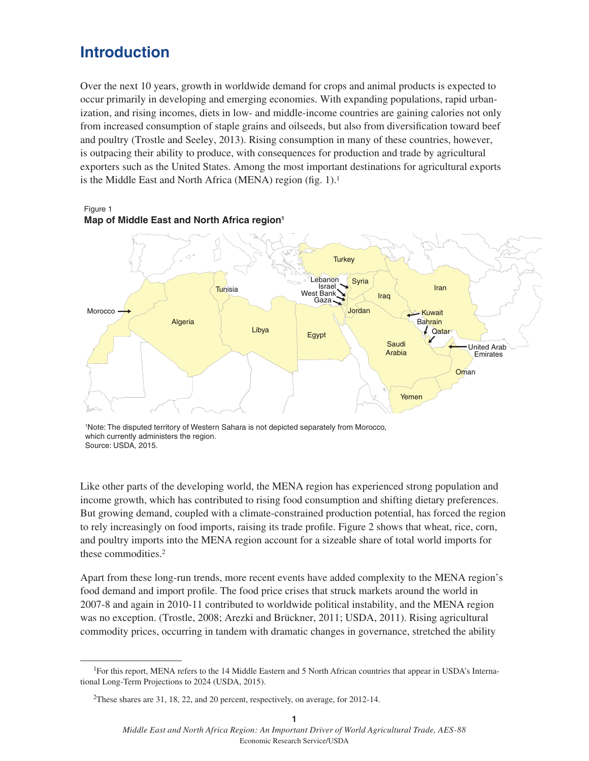# Introduction

Over the next 10 years, growth in worldwide demand for crops and animal products is expected to occur primarily in developing and emerging economies. With expanding populations, rapid urbanization, and rising incomes, diets in low- and middle-income countries are gaining calories not only from increased consumption of staple grains and oilseeds, but also from diversification toward beef and poultry (Trostle and Seeley, 2013). Rising consumption in many of these countries, however, is outpacing their ability to produce, with consequences for production and trade by agricultural exporters such as the United States. Among the most important destinations for agricultural exports is the Middle East and North Africa (MENA) region (fig. 1).[1]

Figure 1
**Map of Middle East and North Africa region[1]**

[1]Note: The disputed territory of Western Sahara is not depicted separately from Morocco, which currently administers the region.
Source: USDA, 2015.

Like other parts of the developing world, the MENA region has experienced strong population and income growth, which has contributed to rising food consumption and shifting dietary preferences. But growing demand, coupled with a climate-constrained production potential, has forced the region to rely increasingly on food imports, raising its trade profile. Figure 2 shows that wheat, rice, corn, and poultry imports into the MENA region account for a sizeable share of total world imports for these commodities.[2]

Apart from these long-run trends, more recent events have added complexity to the MENA region's food demand and import profile. The food price crises that struck markets around the world in 2007-8 and again in 2010-11 contributed to worldwide political instability, and the MENA region was no exception. (Trostle, 2008; Arezki and Brückner, 2011; USDA, 2011). Rising agricultural commodity prices, occurring in tandem with dramatic changes in governance, stretched the ability

[1]For this report, MENA refers to the 14 Middle Eastern and 5 North African countries that appear in USDA's International Long-Term Projections to 2024 (USDA, 2015).

[2]These shares are 31, 18, 22, and 20 percent, respectively, on average, for 2012-14.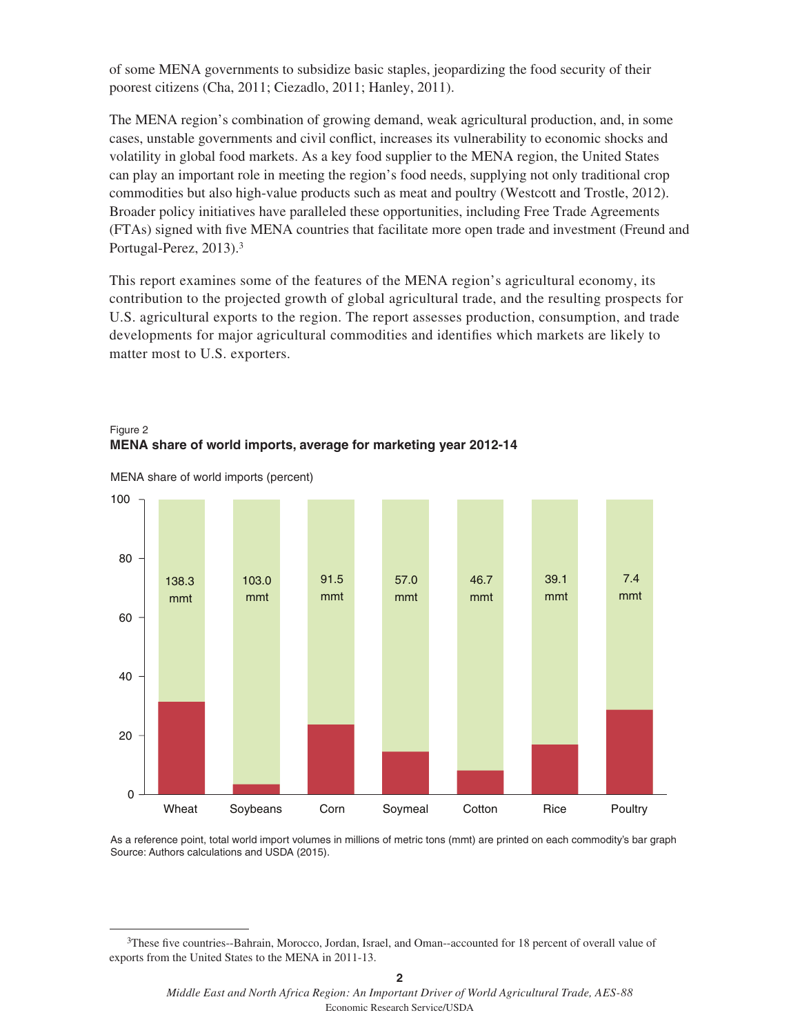of some MENA governments to subsidize basic staples, jeopardizing the food security of their poorest citizens (Cha, 2011; Ciezadlo, 2011; Hanley, 2011).

The MENA region's combination of growing demand, weak agricultural production, and, in some cases, unstable governments and civil conflict, increases its vulnerability to economic shocks and volatility in global food markets. As a key food supplier to the MENA region, the United States can play an important role in meeting the region's food needs, supplying not only traditional crop commodities but also high-value products such as meat and poultry (Westcott and Trostle, 2012). Broader policy initiatives have paralleled these opportunities, including Free Trade Agreements (FTAs) signed with five MENA countries that facilitate more open trade and investment (Freund and Portugal-Perez, 2013).[3]

This report examines some of the features of the MENA region's agricultural economy, its contribution to the projected growth of global agricultural trade, and the resulting prospects for U.S. agricultural exports to the region. The report assesses production, consumption, and trade developments for major agricultural commodities and identifies which markets are likely to matter most to U.S. exporters.

Figure 2
**MENA share of world imports, average for marketing year 2012-14**

MENA share of world imports (percent)

| Commodity | Total world imports |
|---|---|
| Wheat | 138.3 mmt |
| Soybeans | 103.0 mmt |
| Corn | 91.5 mmt |
| Soymeal | 57.0 mmt |
| Cotton | 46.7 mmt |
| Rice | 39.1 mmt |
| Poultry | 7.4 mmt |

As a reference point, total world import volumes in millions of metric tons (mmt) are printed on each commodity's bar graph
Source: Authors calculations and USDA (2015).

[3]These five countries--Bahrain, Morocco, Jordan, Israel, and Oman--accounted for 18 percent of overall value of exports from the United States to the MENA in 2011-13.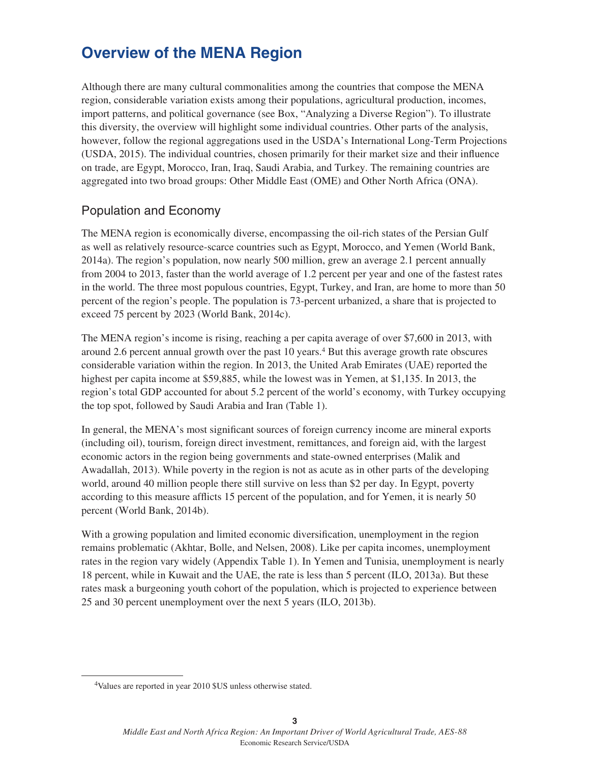# Overview of the MENA Region

Although there are many cultural commonalities among the countries that compose the MENA region, considerable variation exists among their populations, agricultural production, incomes, import patterns, and political governance (see Box, "Analyzing a Diverse Region"). To illustrate this diversity, the overview will highlight some individual countries. Other parts of the analysis, however, follow the regional aggregations used in the USDA's International Long-Term Projections (USDA, 2015). The individual countries, chosen primarily for their market size and their influence on trade, are Egypt, Morocco, Iran, Iraq, Saudi Arabia, and Turkey. The remaining countries are aggregated into two broad groups: Other Middle East (OME) and Other North Africa (ONA).

## Population and Economy

The MENA region is economically diverse, encompassing the oil-rich states of the Persian Gulf as well as relatively resource-scarce countries such as Egypt, Morocco, and Yemen (World Bank, 2014a). The region's population, now nearly 500 million, grew an average 2.1 percent annually from 2004 to 2013, faster than the world average of 1.2 percent per year and one of the fastest rates in the world. The three most populous countries, Egypt, Turkey, and Iran, are home to more than 50 percent of the region's people. The population is 73-percent urbanized, a share that is projected to exceed 75 percent by 2023 (World Bank, 2014c).

The MENA region's income is rising, reaching a per capita average of over $7,600 in 2013, with around 2.6 percent annual growth over the past 10 years.[4] But this average growth rate obscures considerable variation within the region. In 2013, the United Arab Emirates (UAE) reported the highest per capita income at $59,885, while the lowest was in Yemen, at $1,135. In 2013, the region's total GDP accounted for about 5.2 percent of the world's economy, with Turkey occupying the top spot, followed by Saudi Arabia and Iran (Table 1).

In general, the MENA's most significant sources of foreign currency income are mineral exports (including oil), tourism, foreign direct investment, remittances, and foreign aid, with the largest economic actors in the region being governments and state-owned enterprises (Malik and Awadallah, 2013). While poverty in the region is not as acute as in other parts of the developing world, around 40 million people there still survive on less than $2 per day. In Egypt, poverty according to this measure afflicts 15 percent of the population, and for Yemen, it is nearly 50 percent (World Bank, 2014b).

With a growing population and limited economic diversification, unemployment in the region remains problematic (Akhtar, Bolle, and Nelsen, 2008). Like per capita incomes, unemployment rates in the region vary widely (Appendix Table 1). In Yemen and Tunisia, unemployment is nearly 18 percent, while in Kuwait and the UAE, the rate is less than 5 percent (ILO, 2013a). But these rates mask a burgeoning youth cohort of the population, which is projected to experience between 25 and 30 percent unemployment over the next 5 years (ILO, 2013b).

[4] Values are reported in year 2010 $US unless otherwise stated.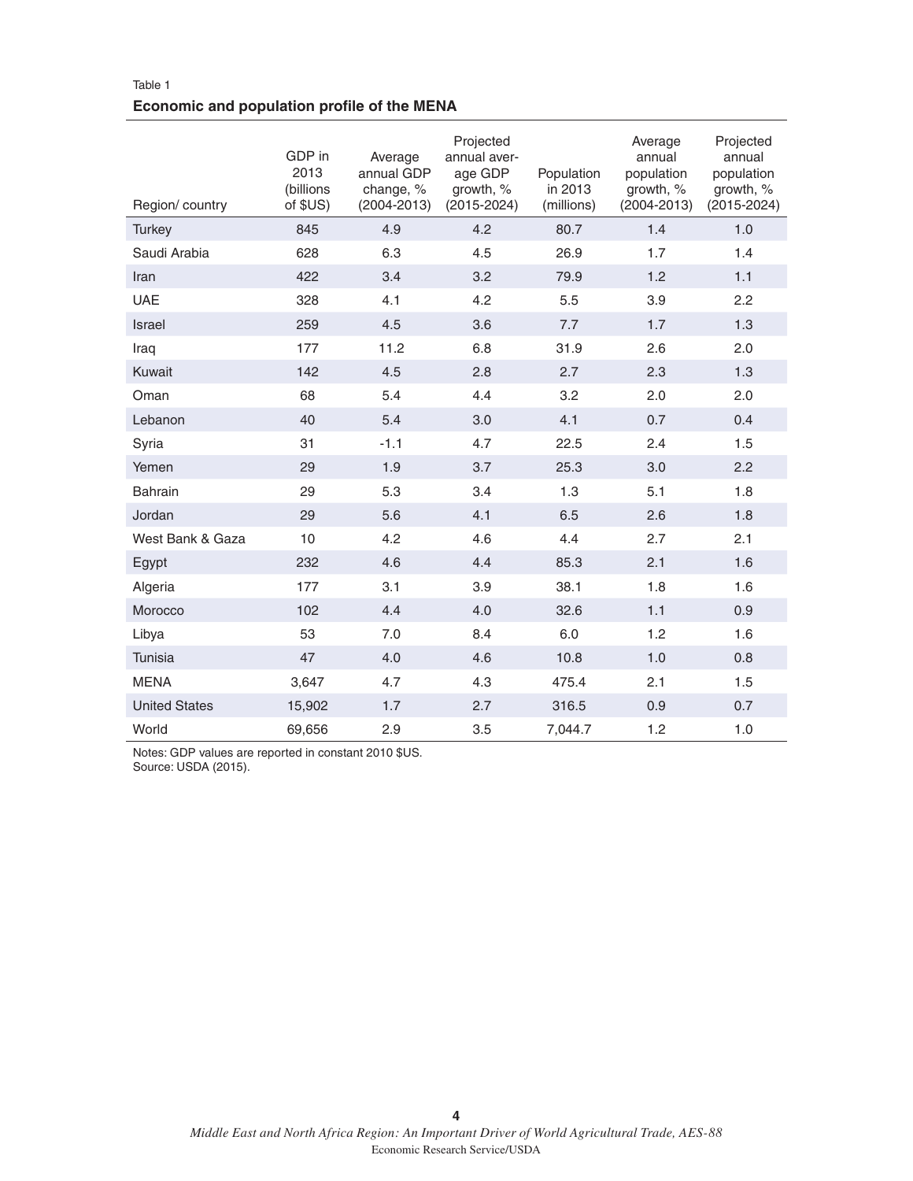Table 1

**Economic and population profile of the MENA**

| Region/ country | GDP in 2013 (billions of $US) | Average annual GDP change, % (2004-2013) | Projected annual average GDP growth, % (2015-2024) | Population in 2013 (millions) | Average annual population growth, % (2004-2013) | Projected annual population growth, % (2015-2024) |
|---|---|---|---|---|---|---|
| Turkey | 845 | 4.9 | 4.2 | 80.7 | 1.4 | 1.0 |
| Saudi Arabia | 628 | 6.3 | 4.5 | 26.9 | 1.7 | 1.4 |
| Iran | 422 | 3.4 | 3.2 | 79.9 | 1.2 | 1.1 |
| UAE | 328 | 4.1 | 4.2 | 5.5 | 3.9 | 2.2 |
| Israel | 259 | 4.5 | 3.6 | 7.7 | 1.7 | 1.3 |
| Iraq | 177 | 11.2 | 6.8 | 31.9 | 2.6 | 2.0 |
| Kuwait | 142 | 4.5 | 2.8 | 2.7 | 2.3 | 1.3 |
| Oman | 68 | 5.4 | 4.4 | 3.2 | 2.0 | 2.0 |
| Lebanon | 40 | 5.4 | 3.0 | 4.1 | 0.7 | 0.4 |
| Syria | 31 | -1.1 | 4.7 | 22.5 | 2.4 | 1.5 |
| Yemen | 29 | 1.9 | 3.7 | 25.3 | 3.0 | 2.2 |
| Bahrain | 29 | 5.3 | 3.4 | 1.3 | 5.1 | 1.8 |
| Jordan | 29 | 5.6 | 4.1 | 6.5 | 2.6 | 1.8 |
| West Bank & Gaza | 10 | 4.2 | 4.6 | 4.4 | 2.7 | 2.1 |
| Egypt | 232 | 4.6 | 4.4 | 85.3 | 2.1 | 1.6 |
| Algeria | 177 | 3.1 | 3.9 | 38.1 | 1.8 | 1.6 |
| Morocco | 102 | 4.4 | 4.0 | 32.6 | 1.1 | 0.9 |
| Libya | 53 | 7.0 | 8.4 | 6.0 | 1.2 | 1.6 |
| Tunisia | 47 | 4.0 | 4.6 | 10.8 | 1.0 | 0.8 |
| MENA | 3,647 | 4.7 | 4.3 | 475.4 | 2.1 | 1.5 |
| United States | 15,902 | 1.7 | 2.7 | 316.5 | 0.9 | 0.7 |
| World | 69,656 | 2.9 | 3.5 | 7,044.7 | 1.2 | 1.0 |

Notes: GDP values are reported in constant 2010 $US.
Source: USDA (2015).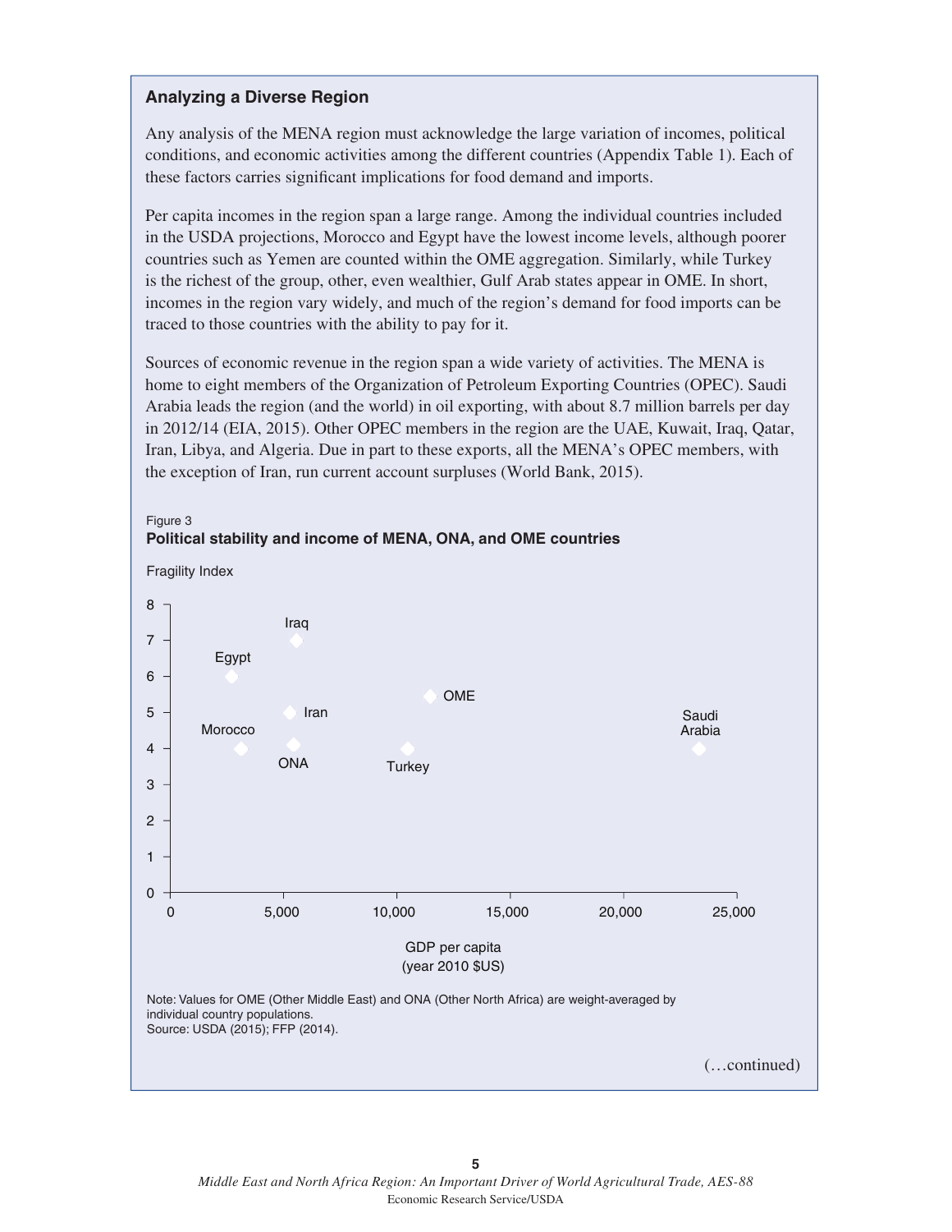### Analyzing a Diverse Region

Any analysis of the MENA region must acknowledge the large variation of incomes, political conditions, and economic activities among the different countries (Appendix Table 1). Each of these factors carries significant implications for food demand and imports.

Per capita incomes in the region span a large range. Among the individual countries included in the USDA projections, Morocco and Egypt have the lowest income levels, although poorer countries such as Yemen are counted within the OME aggregation. Similarly, while Turkey is the richest of the group, other, even wealthier, Gulf Arab states appear in OME. In short, incomes in the region vary widely, and much of the region's demand for food imports can be traced to those countries with the ability to pay for it.

Sources of economic revenue in the region span a wide variety of activities. The MENA is home to eight members of the Organization of Petroleum Exporting Countries (OPEC). Saudi Arabia leads the region (and the world) in oil exporting, with about 8.7 million barrels per day in 2012/14 (EIA, 2015). Other OPEC members in the region are the UAE, Kuwait, Iraq, Qatar, Iran, Libya, and Algeria. Due in part to these exports, all the MENA's OPEC members, with the exception of Iran, run current account surpluses (World Bank, 2015).

Figure 3
**Political stability and income of MENA, ONA, and OME countries**

Fragility Index

GDP per capita (year 2010 $US)

Note: Values for OME (Other Middle East) and ONA (Other North Africa) are weight-averaged by individual country populations.
Source: USDA (2015); FFP (2014).

(…continued)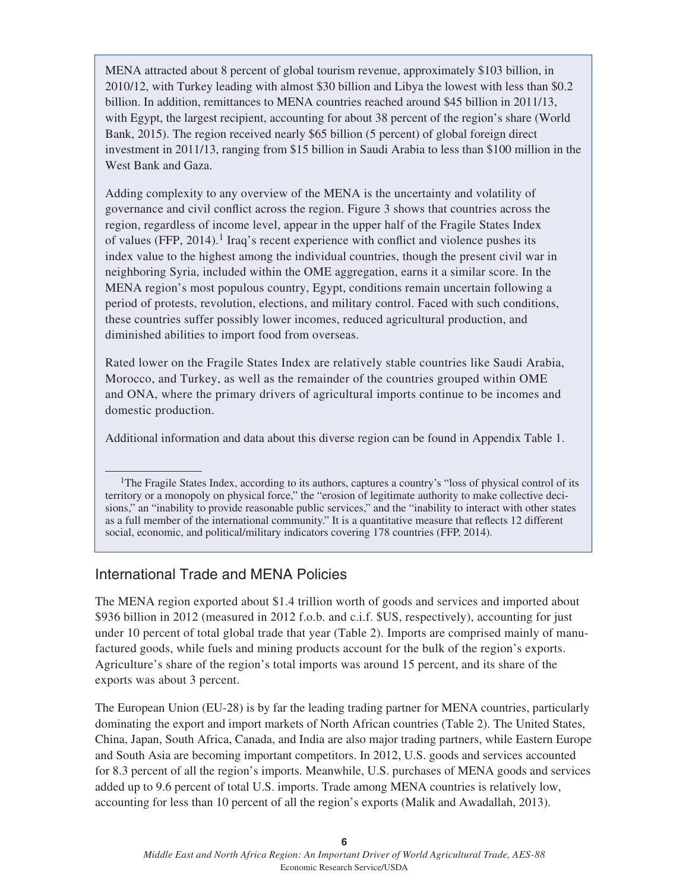MENA attracted about 8 percent of global tourism revenue, approximately $103 billion, in 2010/12, with Turkey leading with almost $30 billion and Libya the lowest with less than $0.2 billion. In addition, remittances to MENA countries reached around $45 billion in 2011/13, with Egypt, the largest recipient, accounting for about 38 percent of the region's share (World Bank, 2015). The region received nearly $65 billion (5 percent) of global foreign direct investment in 2011/13, ranging from $15 billion in Saudi Arabia to less than $100 million in the West Bank and Gaza.

Adding complexity to any overview of the MENA is the uncertainty and volatility of governance and civil conflict across the region. Figure 3 shows that countries across the region, regardless of income level, appear in the upper half of the Fragile States Index of values (FFP, 2014).[1] Iraq's recent experience with conflict and violence pushes its index value to the highest among the individual countries, though the present civil war in neighboring Syria, included within the OME aggregation, earns it a similar score. In the MENA region's most populous country, Egypt, conditions remain uncertain following a period of protests, revolution, elections, and military control. Faced with such conditions, these countries suffer possibly lower incomes, reduced agricultural production, and diminished abilities to import food from overseas.

Rated lower on the Fragile States Index are relatively stable countries like Saudi Arabia, Morocco, and Turkey, as well as the remainder of the countries grouped within OME and ONA, where the primary drivers of agricultural imports continue to be incomes and domestic production.

Additional information and data about this diverse region can be found in Appendix Table 1.

[1]The Fragile States Index, according to its authors, captures a country's "loss of physical control of its territory or a monopoly on physical force," the "erosion of legitimate authority to make collective decisions," an "inability to provide reasonable public services," and the "inability to interact with other states as a full member of the international community." It is a quantitative measure that reflects 12 different social, economic, and political/military indicators covering 178 countries (FFP, 2014).

## International Trade and MENA Policies

The MENA region exported about $1.4 trillion worth of goods and services and imported about $936 billion in 2012 (measured in 2012 f.o.b. and c.i.f. $US, respectively), accounting for just under 10 percent of total global trade that year (Table 2). Imports are comprised mainly of manufactured goods, while fuels and mining products account for the bulk of the region's exports. Agriculture's share of the region's total imports was around 15 percent, and its share of the exports was about 3 percent.

The European Union (EU-28) is by far the leading trading partner for MENA countries, particularly dominating the export and import markets of North African countries (Table 2). The United States, China, Japan, South Africa, Canada, and India are also major trading partners, while Eastern Europe and South Asia are becoming important competitors. In 2012, U.S. goods and services accounted for 8.3 percent of all the region's imports. Meanwhile, U.S. purchases of MENA goods and services added up to 9.6 percent of total U.S. imports. Trade among MENA countries is relatively low, accounting for less than 10 percent of all the region's exports (Malik and Awadallah, 2013).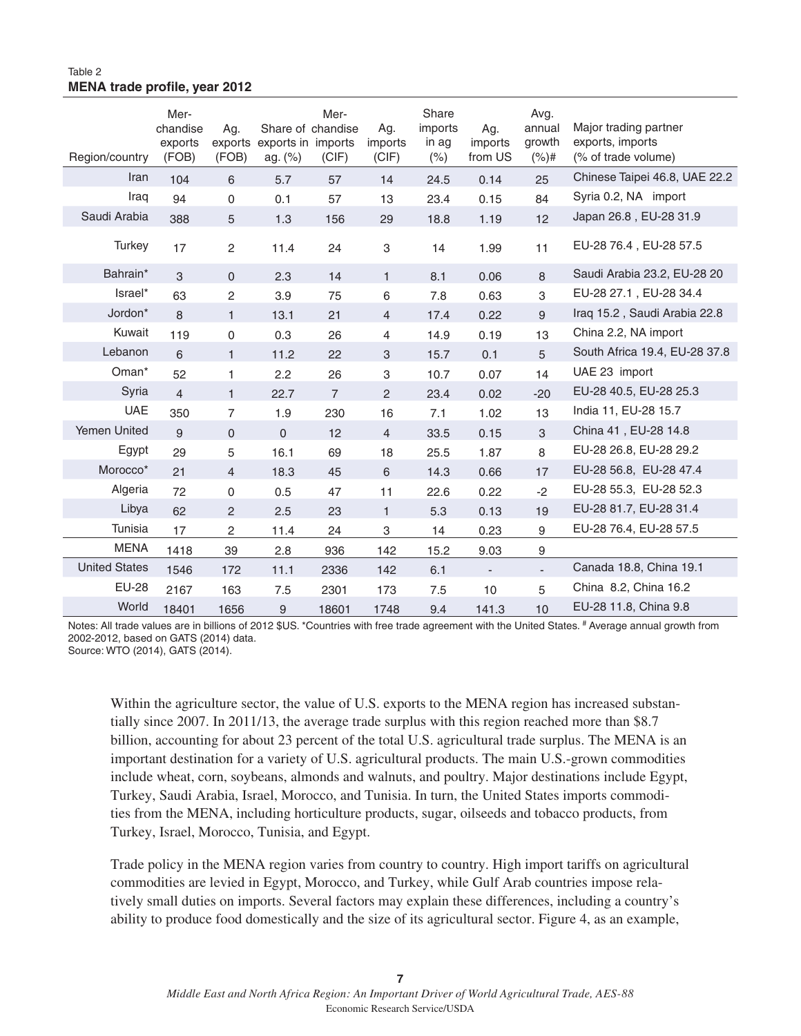Table 2
**MENA trade profile, year 2012**

| Region/country | Merchandise exports (FOB) | Ag. exports (FOB) | Share of exports in ag. (%) | Merchandise imports (CIF) | Ag. imports (CIF) | Share imports in ag (%) | Ag. imports from US | Avg. annual growth (%)# | Major trading partner exports, imports (% of trade volume) |
|---|---|---|---|---|---|---|---|---|---|
| Iran | 104 | 6 | 5.7 | 57 | 14 | 24.5 | 0.14 | 25 | Chinese Taipei 46.8, UAE 22.2 |
| Iraq | 94 | 0 | 0.1 | 57 | 13 | 23.4 | 0.15 | 84 | Syria 0.2, NA import |
| Saudi Arabia | 388 | 5 | 1.3 | 156 | 29 | 18.8 | 1.19 | 12 | Japan 26.8 , EU-28 31.9 |
| Turkey | 17 | 2 | 11.4 | 24 | 3 | 14 | 1.99 | 11 | EU-28 76.4 , EU-28 57.5 |
| Bahrain* | 3 | 0 | 2.3 | 14 | 1 | 8.1 | 0.06 | 8 | Saudi Arabia 23.2, EU-28 20 |
| Israel* | 63 | 2 | 3.9 | 75 | 6 | 7.8 | 0.63 | 3 | EU-28 27.1 , EU-28 34.4 |
| Jordon* | 8 | 1 | 13.1 | 21 | 4 | 17.4 | 0.22 | 9 | Iraq 15.2 , Saudi Arabia 22.8 |
| Kuwait | 119 | 0 | 0.3 | 26 | 4 | 14.9 | 0.19 | 13 | China 2.2, NA import |
| Lebanon | 6 | 1 | 11.2 | 22 | 3 | 15.7 | 0.1 | 5 | South Africa 19.4, EU-28 37.8 |
| Oman* | 52 | 1 | 2.2 | 26 | 3 | 10.7 | 0.07 | 14 | UAE 23 import |
| Syria | 4 | 1 | 22.7 | 7 | 2 | 23.4 | 0.02 | -20 | EU-28 40.5, EU-28 25.3 |
| UAE | 350 | 7 | 1.9 | 230 | 16 | 7.1 | 1.02 | 13 | India 11, EU-28 15.7 |
| Yemen United | 9 | 0 | 0 | 12 | 4 | 33.5 | 0.15 | 3 | China 41 , EU-28 14.8 |
| Egypt | 29 | 5 | 16.1 | 69 | 18 | 25.5 | 1.87 | 8 | EU-28 26.8, EU-28 29.2 |
| Morocco* | 21 | 4 | 18.3 | 45 | 6 | 14.3 | 0.66 | 17 | EU-28 56.8, EU-28 47.4 |
| Algeria | 72 | 0 | 0.5 | 47 | 11 | 22.6 | 0.22 | -2 | EU-28 55.3, EU-28 52.3 |
| Libya | 62 | 2 | 2.5 | 23 | 1 | 5.3 | 0.13 | 19 | EU-28 81.7, EU-28 31.4 |
| Tunisia | 17 | 2 | 11.4 | 24 | 3 | 14 | 0.23 | 9 | EU-28 76.4, EU-28 57.5 |
| MENA | 1418 | 39 | 2.8 | 936 | 142 | 15.2 | 9.03 | 9 | |
| United States | 1546 | 172 | 11.1 | 2336 | 142 | 6.1 | - | - | Canada 18.8, China 19.1 |
| EU-28 | 2167 | 163 | 7.5 | 2301 | 173 | 7.5 | 10 | 5 | China 8.2, China 16.2 |
| World | 18401 | 1656 | 9 | 18601 | 1748 | 9.4 | 141.3 | 10 | EU-28 11.8, China 9.8 |

Notes: All trade values are in billions of 2012 $US. *Countries with free trade agreement with the United States. # Average annual growth from 2002-2012, based on GATS (2014) data.
Source: WTO (2014), GATS (2014).

Within the agriculture sector, the value of U.S. exports to the MENA region has increased substantially since 2007. In 2011/13, the average trade surplus with this region reached more than $8.7 billion, accounting for about 23 percent of the total U.S. agricultural trade surplus. The MENA is an important destination for a variety of U.S. agricultural products. The main U.S.-grown commodities include wheat, corn, soybeans, almonds and walnuts, and poultry. Major destinations include Egypt, Turkey, Saudi Arabia, Israel, Morocco, and Tunisia. In turn, the United States imports commodities from the MENA, including horticulture products, sugar, oilseeds and tobacco products, from Turkey, Israel, Morocco, Tunisia, and Egypt.

Trade policy in the MENA region varies from country to country. High import tariffs on agricultural commodities are levied in Egypt, Morocco, and Turkey, while Gulf Arab countries impose relatively small duties on imports. Several factors may explain these differences, including a country's ability to produce food domestically and the size of its agricultural sector. Figure 4, as an example,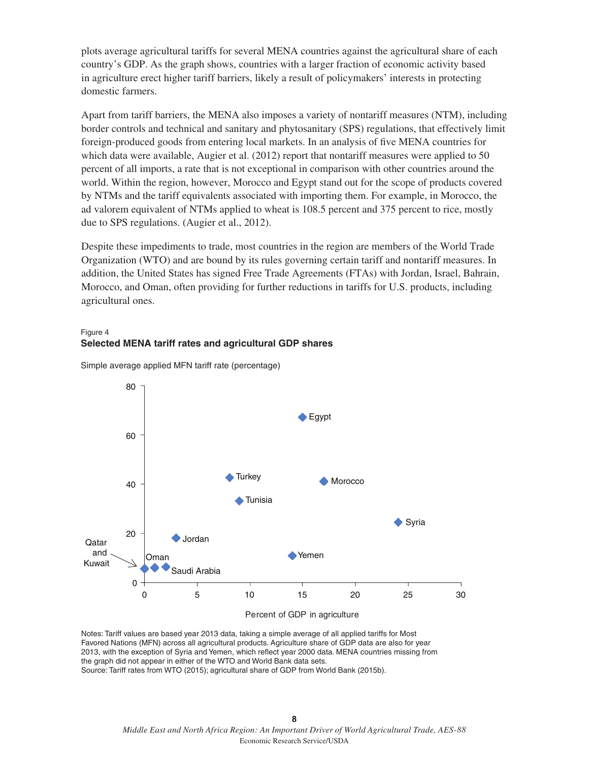plots average agricultural tariffs for several MENA countries against the agricultural share of each country's GDP. As the graph shows, countries with a larger fraction of economic activity based in agriculture erect higher tariff barriers, likely a result of policymakers' interests in protecting domestic farmers.

Apart from tariff barriers, the MENA also imposes a variety of nontariff measures (NTM), including border controls and technical and sanitary and phytosanitary (SPS) regulations, that effectively limit foreign-produced goods from entering local markets. In an analysis of five MENA countries for which data were available, Augier et al. (2012) report that nontariff measures were applied to 50 percent of all imports, a rate that is not exceptional in comparison with other countries around the world. Within the region, however, Morocco and Egypt stand out for the scope of products covered by NTMs and the tariff equivalents associated with importing them. For example, in Morocco, the ad valorem equivalent of NTMs applied to wheat is 108.5 percent and 375 percent to rice, mostly due to SPS regulations. (Augier et al., 2012).

Despite these impediments to trade, most countries in the region are members of the World Trade Organization (WTO) and are bound by its rules governing certain tariff and nontariff measures. In addition, the United States has signed Free Trade Agreements (FTAs) with Jordan, Israel, Bahrain, Morocco, and Oman, often providing for further reductions in tariffs for U.S. products, including agricultural ones.

Figure 4
**Selected MENA tariff rates and agricultural GDP shares**

Simple average applied MFN tariff rate (percentage)

Percent of GDP in agriculture

Notes: Tariff values are based year 2013 data, taking a simple average of all applied tariffs for Most Favored Nations (MFN) across all agricultural products. Agriculture share of GDP data are also for year 2013, with the exception of Syria and Yemen, which reflect year 2000 data. MENA countries missing from the graph did not appear in either of the WTO and World Bank data sets.
Source: Tariff rates from WTO (2015); agricultural share of GDP from World Bank (2015b).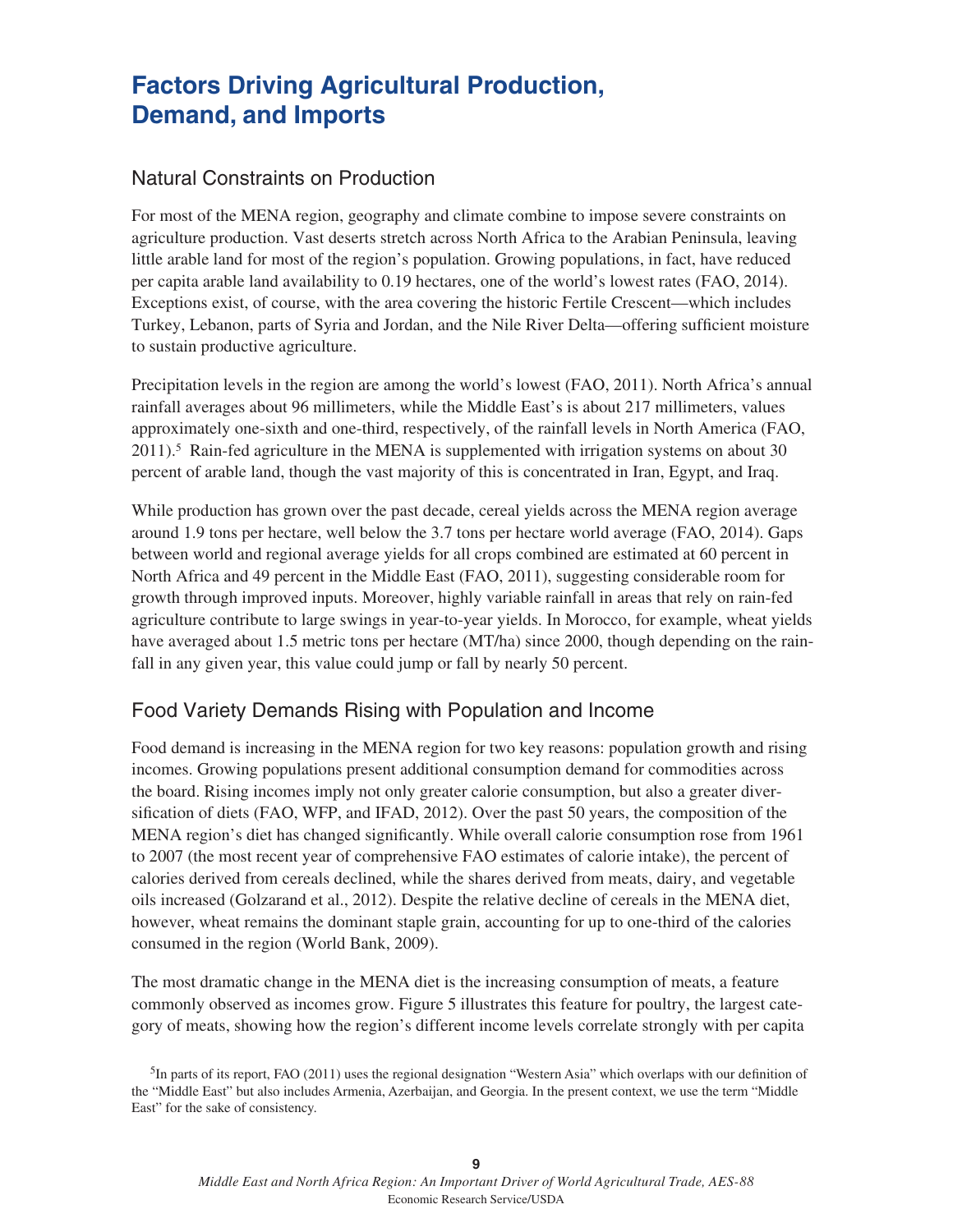# Factors Driving Agricultural Production, Demand, and Imports

## Natural Constraints on Production

For most of the MENA region, geography and climate combine to impose severe constraints on agriculture production. Vast deserts stretch across North Africa to the Arabian Peninsula, leaving little arable land for most of the region's population. Growing populations, in fact, have reduced per capita arable land availability to 0.19 hectares, one of the world's lowest rates (FAO, 2014). Exceptions exist, of course, with the area covering the historic Fertile Crescent—which includes Turkey, Lebanon, parts of Syria and Jordan, and the Nile River Delta—offering sufficient moisture to sustain productive agriculture.

Precipitation levels in the region are among the world's lowest (FAO, 2011). North Africa's annual rainfall averages about 96 millimeters, while the Middle East's is about 217 millimeters, values approximately one-sixth and one-third, respectively, of the rainfall levels in North America (FAO, 2011).[5] Rain-fed agriculture in the MENA is supplemented with irrigation systems on about 30 percent of arable land, though the vast majority of this is concentrated in Iran, Egypt, and Iraq.

While production has grown over the past decade, cereal yields across the MENA region average around 1.9 tons per hectare, well below the 3.7 tons per hectare world average (FAO, 2014). Gaps between world and regional average yields for all crops combined are estimated at 60 percent in North Africa and 49 percent in the Middle East (FAO, 2011), suggesting considerable room for growth through improved inputs. Moreover, highly variable rainfall in areas that rely on rain-fed agriculture contribute to large swings in year-to-year yields. In Morocco, for example, wheat yields have averaged about 1.5 metric tons per hectare (MT/ha) since 2000, though depending on the rainfall in any given year, this value could jump or fall by nearly 50 percent.

## Food Variety Demands Rising with Population and Income

Food demand is increasing in the MENA region for two key reasons: population growth and rising incomes. Growing populations present additional consumption demand for commodities across the board. Rising incomes imply not only greater calorie consumption, but also a greater diversification of diets (FAO, WFP, and IFAD, 2012). Over the past 50 years, the composition of the MENA region's diet has changed significantly. While overall calorie consumption rose from 1961 to 2007 (the most recent year of comprehensive FAO estimates of calorie intake), the percent of calories derived from cereals declined, while the shares derived from meats, dairy, and vegetable oils increased (Golzarand et al., 2012). Despite the relative decline of cereals in the MENA diet, however, wheat remains the dominant staple grain, accounting for up to one-third of the calories consumed in the region (World Bank, 2009).

The most dramatic change in the MENA diet is the increasing consumption of meats, a feature commonly observed as incomes grow. Figure 5 illustrates this feature for poultry, the largest category of meats, showing how the region's different income levels correlate strongly with per capita

[5] In parts of its report, FAO (2011) uses the regional designation "Western Asia" which overlaps with our definition of the "Middle East" but also includes Armenia, Azerbaijan, and Georgia. In the present context, we use the term "Middle East" for the sake of consistency.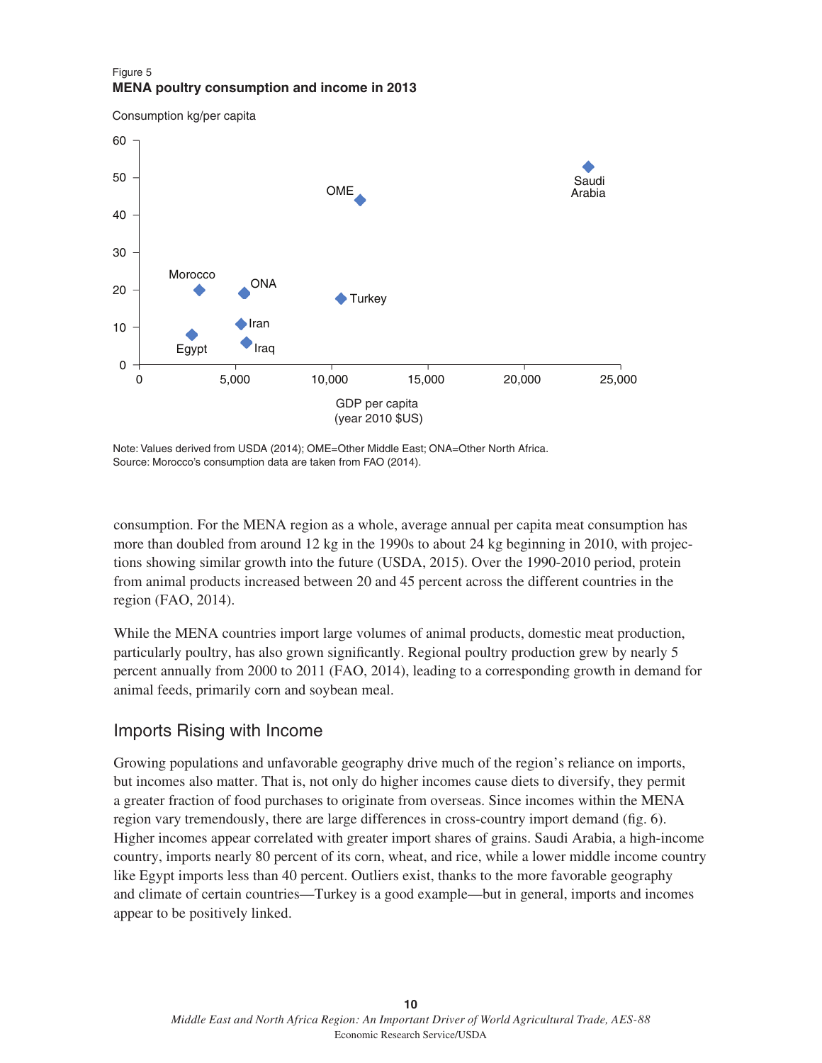Figure 5
**MENA poultry consumption and income in 2013**

Consumption kg/per capita

GDP per capita (year 2010 $US)

Note: Values derived from USDA (2014); OME=Other Middle East; ONA=Other North Africa.
Source: Morocco's consumption data are taken from FAO (2014).

consumption. For the MENA region as a whole, average annual per capita meat consumption has more than doubled from around 12 kg in the 1990s to about 24 kg beginning in 2010, with projections showing similar growth into the future (USDA, 2015). Over the 1990-2010 period, protein from animal products increased between 20 and 45 percent across the different countries in the region (FAO, 2014).

While the MENA countries import large volumes of animal products, domestic meat production, particularly poultry, has also grown significantly. Regional poultry production grew by nearly 5 percent annually from 2000 to 2011 (FAO, 2014), leading to a corresponding growth in demand for animal feeds, primarily corn and soybean meal.

## Imports Rising with Income

Growing populations and unfavorable geography drive much of the region's reliance on imports, but incomes also matter. That is, not only do higher incomes cause diets to diversify, they permit a greater fraction of food purchases to originate from overseas. Since incomes within the MENA region vary tremendously, there are large differences in cross-country import demand (fig. 6). Higher incomes appear correlated with greater import shares of grains. Saudi Arabia, a high-income country, imports nearly 80 percent of its corn, wheat, and rice, while a lower middle income country like Egypt imports less than 40 percent. Outliers exist, thanks to the more favorable geography and climate of certain countries—Turkey is a good example—but in general, imports and incomes appear to be positively linked.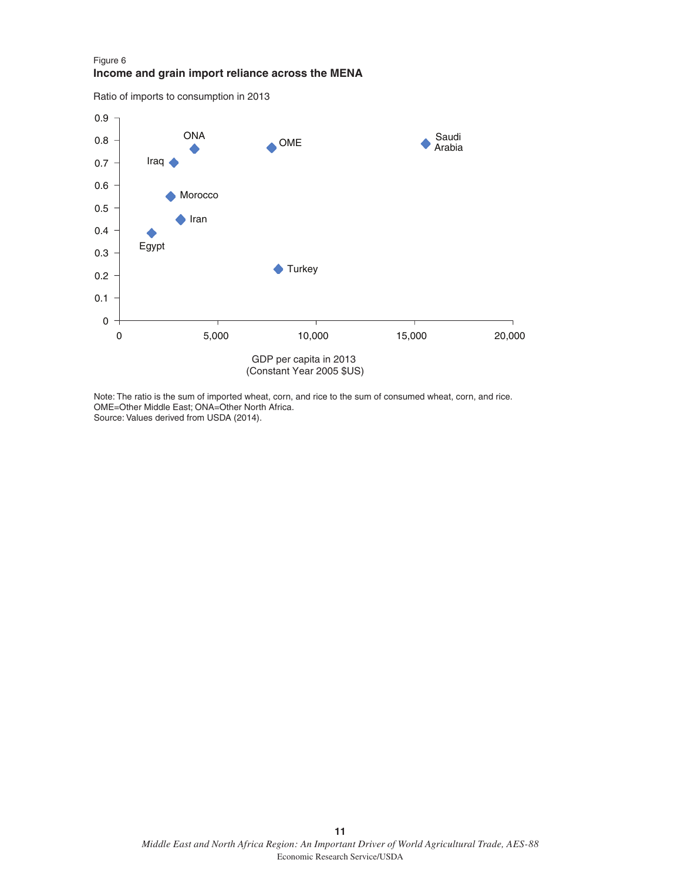Figure 6

**Income and grain import reliance across the MENA**

Ratio of imports to consumption in 2013

| Country/Region | GDP per capita in 2013 (approx.) | Ratio of imports to consumption |
|---|---|---|
| Egypt | ~1,650 | ~0.39 |
| Morocco | ~2,600 | ~0.55 |
| Iraq | ~2,750 | ~0.70 |
| Iran | ~3,100 | ~0.45 |
| ONA | ~3,800 | ~0.76 |
| OME | ~7,700 | ~0.77 |
| Turkey | ~8,100 | ~0.23 |
| Saudi Arabia | ~15,600 | ~0.79 |

GDP per capita in 2013
(Constant Year 2005 $US)

Note: The ratio is the sum of imported wheat, corn, and rice to the sum of consumed wheat, corn, and rice. OME=Other Middle East; ONA=Other North Africa.
Source: Values derived from USDA (2014).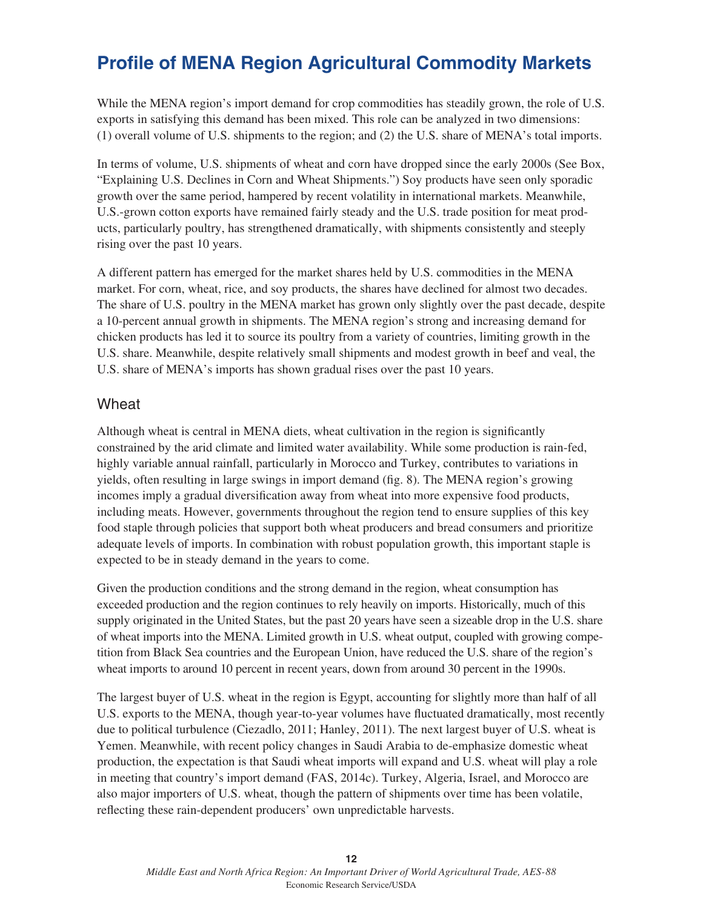## Profile of MENA Region Agricultural Commodity Markets

While the MENA region's import demand for crop commodities has steadily grown, the role of U.S. exports in satisfying this demand has been mixed. This role can be analyzed in two dimensions: (1) overall volume of U.S. shipments to the region; and (2) the U.S. share of MENA's total imports.

In terms of volume, U.S. shipments of wheat and corn have dropped since the early 2000s (See Box, "Explaining U.S. Declines in Corn and Wheat Shipments.") Soy products have seen only sporadic growth over the same period, hampered by recent volatility in international markets. Meanwhile, U.S.-grown cotton exports have remained fairly steady and the U.S. trade position for meat products, particularly poultry, has strengthened dramatically, with shipments consistently and steeply rising over the past 10 years.

A different pattern has emerged for the market shares held by U.S. commodities in the MENA market. For corn, wheat, rice, and soy products, the shares have declined for almost two decades. The share of U.S. poultry in the MENA market has grown only slightly over the past decade, despite a 10-percent annual growth in shipments. The MENA region's strong and increasing demand for chicken products has led it to source its poultry from a variety of countries, limiting growth in the U.S. share. Meanwhile, despite relatively small shipments and modest growth in beef and veal, the U.S. share of MENA's imports has shown gradual rises over the past 10 years.

### Wheat

Although wheat is central in MENA diets, wheat cultivation in the region is significantly constrained by the arid climate and limited water availability. While some production is rain-fed, highly variable annual rainfall, particularly in Morocco and Turkey, contributes to variations in yields, often resulting in large swings in import demand (fig. 8). The MENA region's growing incomes imply a gradual diversification away from wheat into more expensive food products, including meats. However, governments throughout the region tend to ensure supplies of this key food staple through policies that support both wheat producers and bread consumers and prioritize adequate levels of imports. In combination with robust population growth, this important staple is expected to be in steady demand in the years to come.

Given the production conditions and the strong demand in the region, wheat consumption has exceeded production and the region continues to rely heavily on imports. Historically, much of this supply originated in the United States, but the past 20 years have seen a sizeable drop in the U.S. share of wheat imports into the MENA. Limited growth in U.S. wheat output, coupled with growing competition from Black Sea countries and the European Union, have reduced the U.S. share of the region's wheat imports to around 10 percent in recent years, down from around 30 percent in the 1990s.

The largest buyer of U.S. wheat in the region is Egypt, accounting for slightly more than half of all U.S. exports to the MENA, though year-to-year volumes have fluctuated dramatically, most recently due to political turbulence (Ciezadlo, 2011; Hanley, 2011). The next largest buyer of U.S. wheat is Yemen. Meanwhile, with recent policy changes in Saudi Arabia to de-emphasize domestic wheat production, the expectation is that Saudi wheat imports will expand and U.S. wheat will play a role in meeting that country's import demand (FAS, 2014c). Turkey, Algeria, Israel, and Morocco are also major importers of U.S. wheat, though the pattern of shipments over time has been volatile, reflecting these rain-dependent producers' own unpredictable harvests.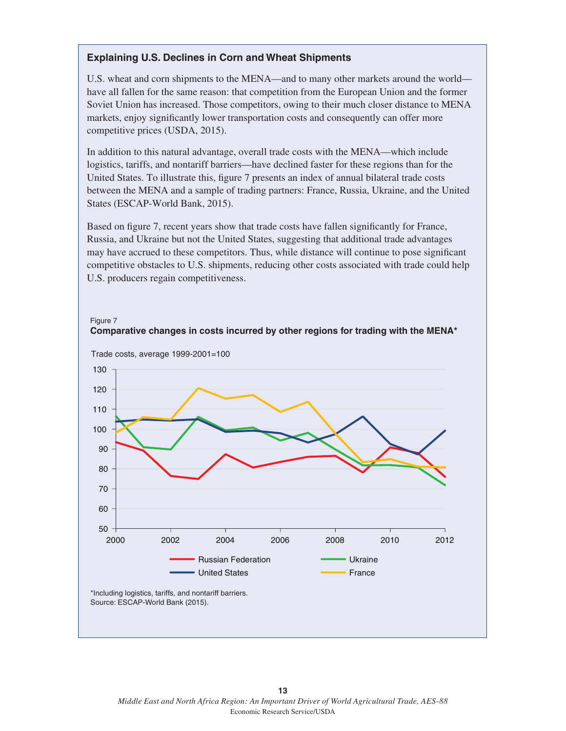### Explaining U.S. Declines in Corn and Wheat Shipments

U.S. wheat and corn shipments to the MENA—and to many other markets around the world—have all fallen for the same reason: that competition from the European Union and the former Soviet Union has increased. Those competitors, owing to their much closer distance to MENA markets, enjoy significantly lower transportation costs and consequently can offer more competitive prices (USDA, 2015).

In addition to this natural advantage, overall trade costs with the MENA—which include logistics, tariffs, and nontariff barriers—have declined faster for these regions than for the United States. To illustrate this, figure 7 presents an index of annual bilateral trade costs between the MENA and a sample of trading partners: France, Russia, Ukraine, and the United States (ESCAP-World Bank, 2015).

Based on figure 7, recent years show that trade costs have fallen significantly for France, Russia, and Ukraine but not the United States, suggesting that additional trade advantages may have accrued to these competitors. Thus, while distance will continue to pose significant competitive obstacles to U.S. shipments, reducing other costs associated with trade could help U.S. producers regain competitiveness.

Figure 7

**Comparative changes in costs incurred by other regions for trading with the MENA***

Trade costs, average 1999-2001=100

*Including logistics, tariffs, and nontariff barriers.
Source: ESCAP-World Bank (2015).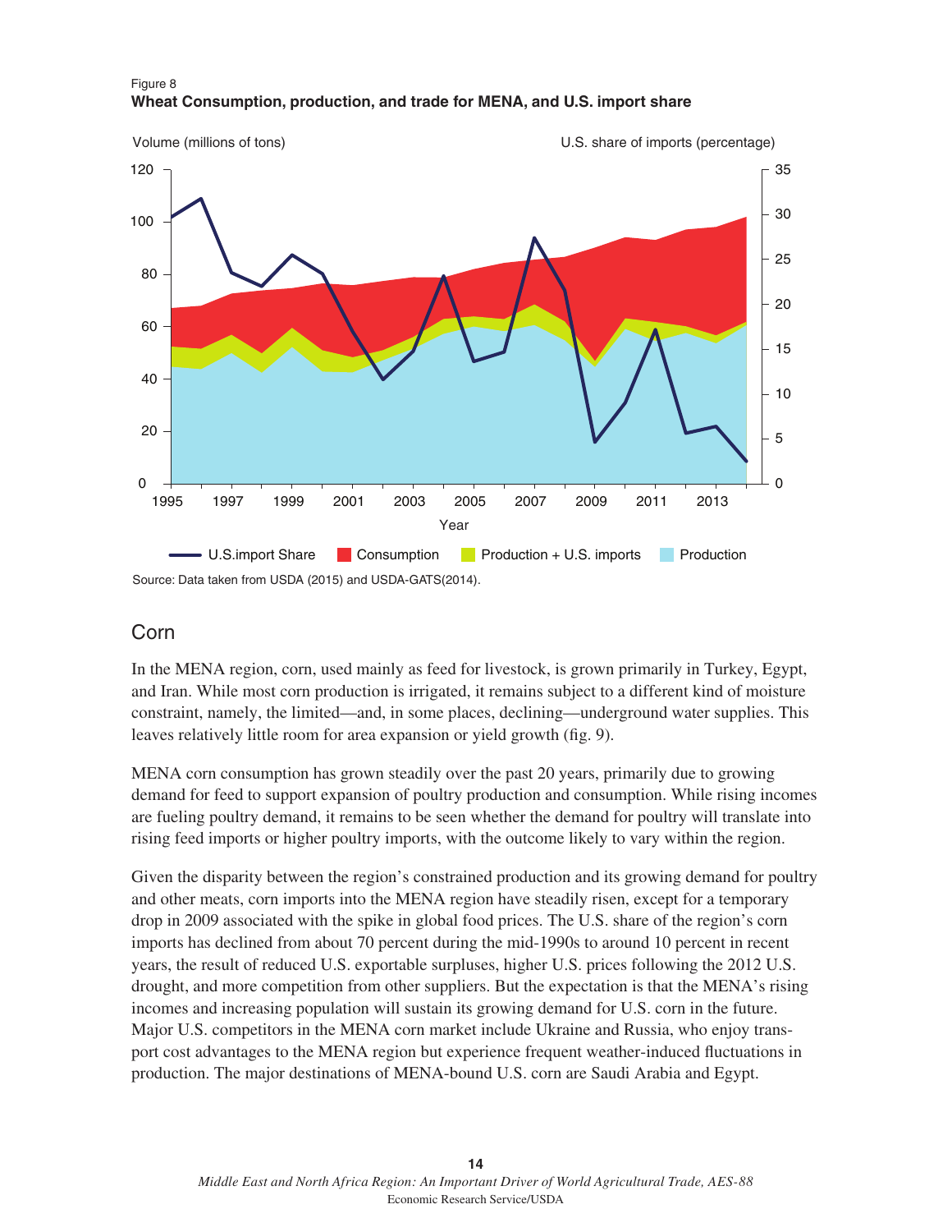Figure 8
**Wheat Consumption, production, and trade for MENA, and U.S. import share**

Source: Data taken from USDA (2015) and USDA-GATS(2014).

## Corn

In the MENA region, corn, used mainly as feed for livestock, is grown primarily in Turkey, Egypt, and Iran. While most corn production is irrigated, it remains subject to a different kind of moisture constraint, namely, the limited—and, in some places, declining—underground water supplies. This leaves relatively little room for area expansion or yield growth (fig. 9).

MENA corn consumption has grown steadily over the past 20 years, primarily due to growing demand for feed to support expansion of poultry production and consumption. While rising incomes are fueling poultry demand, it remains to be seen whether the demand for poultry will translate into rising feed imports or higher poultry imports, with the outcome likely to vary within the region.

Given the disparity between the region's constrained production and its growing demand for poultry and other meats, corn imports into the MENA region have steadily risen, except for a temporary drop in 2009 associated with the spike in global food prices. The U.S. share of the region's corn imports has declined from about 70 percent during the mid-1990s to around 10 percent in recent years, the result of reduced U.S. exportable surpluses, higher U.S. prices following the 2012 U.S. drought, and more competition from other suppliers. But the expectation is that the MENA's rising incomes and increasing population will sustain its growing demand for U.S. corn in the future. Major U.S. competitors in the MENA corn market include Ukraine and Russia, who enjoy transport cost advantages to the MENA region but experience frequent weather-induced fluctuations in production. The major destinations of MENA-bound U.S. corn are Saudi Arabia and Egypt.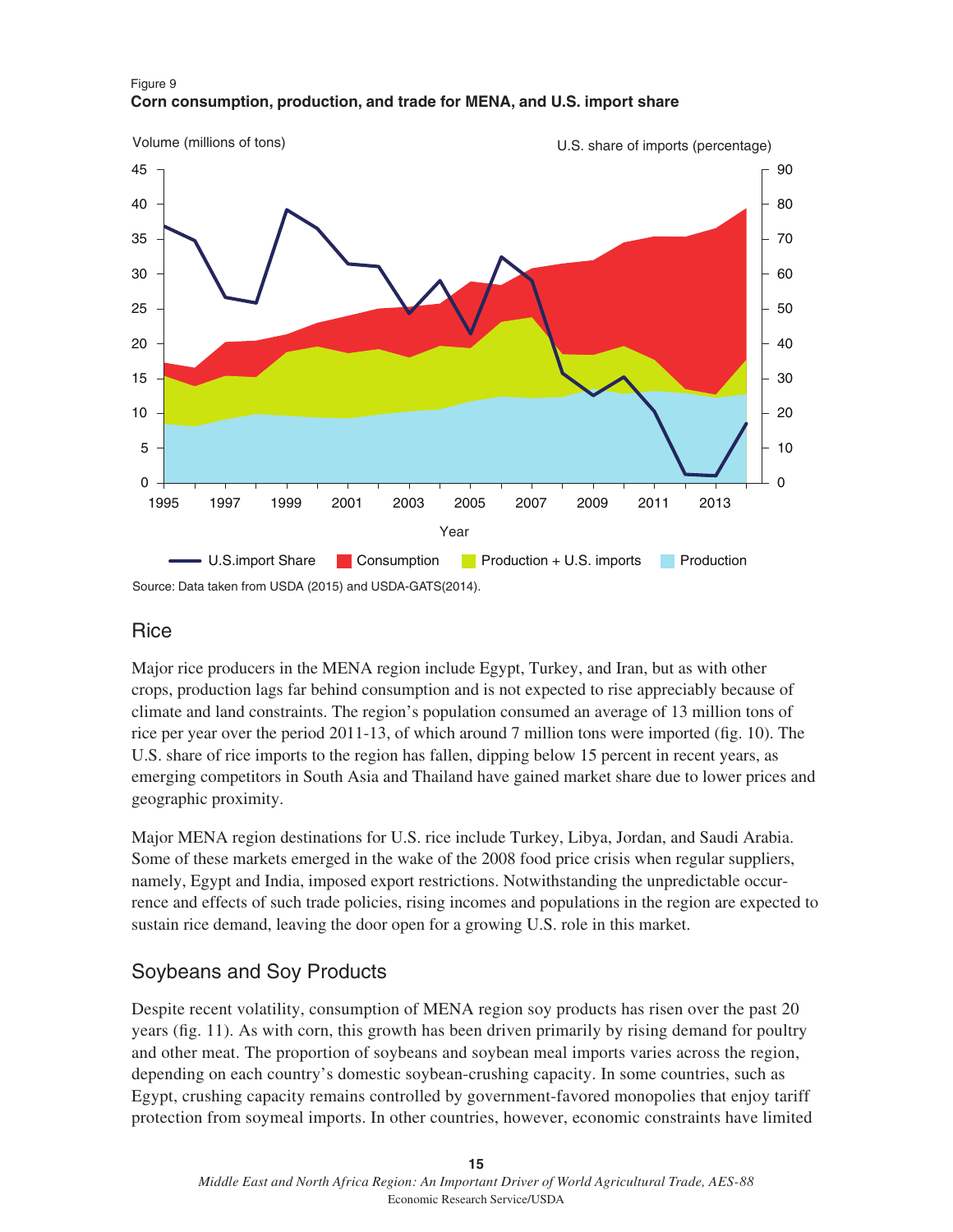Figure 9
**Corn consumption, production, and trade for MENA, and U.S. import share**

Source: Data taken from USDA (2015) and USDA-GATS(2014).

## Rice

Major rice producers in the MENA region include Egypt, Turkey, and Iran, but as with other crops, production lags far behind consumption and is not expected to rise appreciably because of climate and land constraints. The region's population consumed an average of 13 million tons of rice per year over the period 2011-13, of which around 7 million tons were imported (fig. 10). The U.S. share of rice imports to the region has fallen, dipping below 15 percent in recent years, as emerging competitors in South Asia and Thailand have gained market share due to lower prices and geographic proximity.

Major MENA region destinations for U.S. rice include Turkey, Libya, Jordan, and Saudi Arabia. Some of these markets emerged in the wake of the 2008 food price crisis when regular suppliers, namely, Egypt and India, imposed export restrictions. Notwithstanding the unpredictable occurrence and effects of such trade policies, rising incomes and populations in the region are expected to sustain rice demand, leaving the door open for a growing U.S. role in this market.

## Soybeans and Soy Products

Despite recent volatility, consumption of MENA region soy products has risen over the past 20 years (fig. 11). As with corn, this growth has been driven primarily by rising demand for poultry and other meat. The proportion of soybeans and soybean meal imports varies across the region, depending on each country's domestic soybean-crushing capacity. In some countries, such as Egypt, crushing capacity remains controlled by government-favored monopolies that enjoy tariff protection from soymeal imports. In other countries, however, economic constraints have limited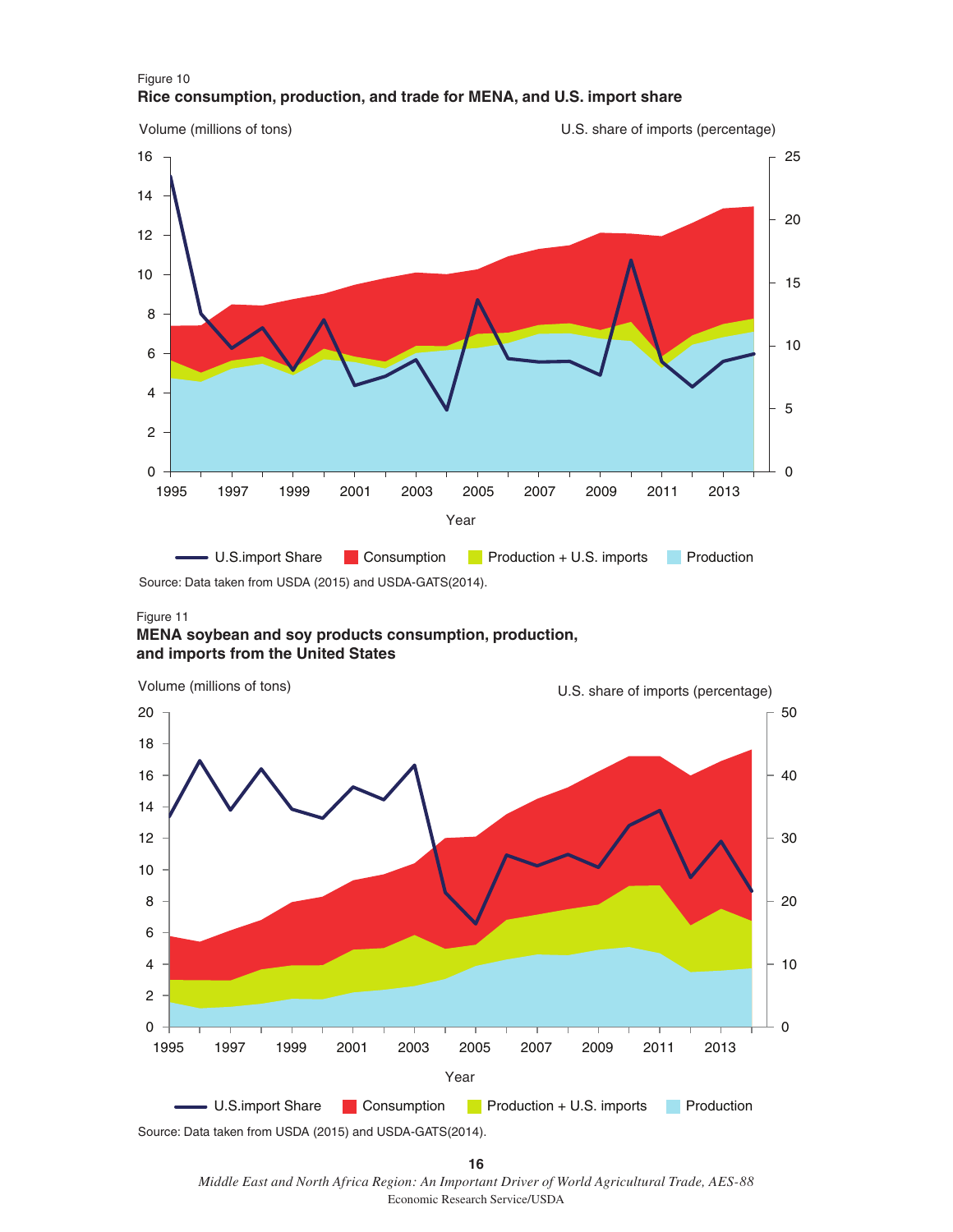Figure 10

**Rice consumption, production, and trade for MENA, and U.S. import share**

Volume (millions of tons) | U.S. share of imports (percentage)

Legend: U.S.import Share, Consumption, Production + U.S. imports, Production

Source: Data taken from USDA (2015) and USDA-GATS(2014).

Figure 11

**MENA soybean and soy products consumption, production, and imports from the United States**

Volume (millions of tons) | U.S. share of imports (percentage)

Legend: U.S.import Share, Consumption, Production + U.S. imports, Production

Source: Data taken from USDA (2015) and USDA-GATS(2014).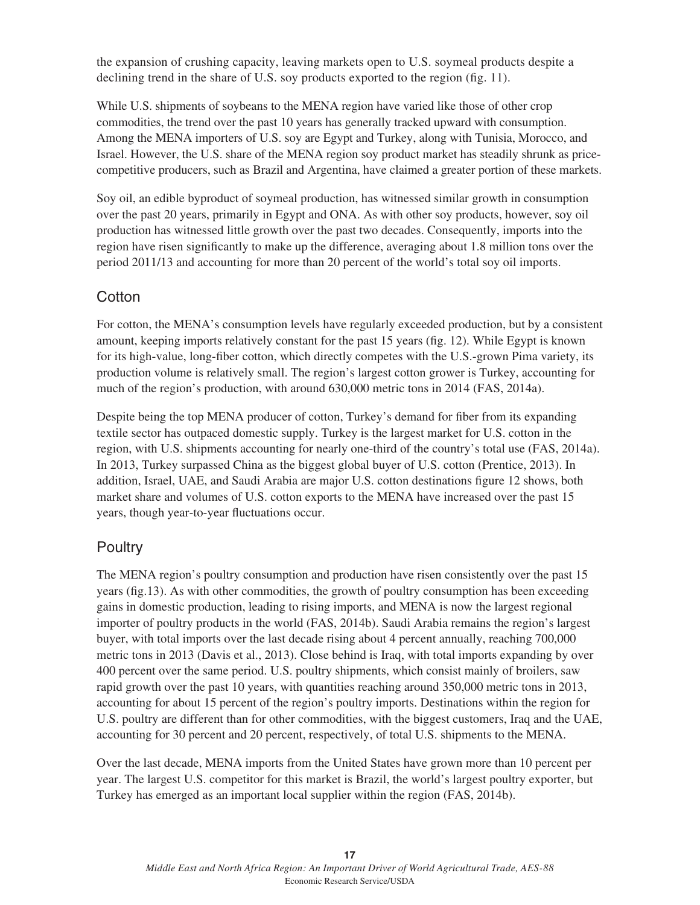the expansion of crushing capacity, leaving markets open to U.S. soymeal products despite a declining trend in the share of U.S. soy products exported to the region (fig. 11).

While U.S. shipments of soybeans to the MENA region have varied like those of other crop commodities, the trend over the past 10 years has generally tracked upward with consumption. Among the MENA importers of U.S. soy are Egypt and Turkey, along with Tunisia, Morocco, and Israel. However, the U.S. share of the MENA region soy product market has steadily shrunk as price-competitive producers, such as Brazil and Argentina, have claimed a greater portion of these markets.

Soy oil, an edible byproduct of soymeal production, has witnessed similar growth in consumption over the past 20 years, primarily in Egypt and ONA. As with other soy products, however, soy oil production has witnessed little growth over the past two decades. Consequently, imports into the region have risen significantly to make up the difference, averaging about 1.8 million tons over the period 2011/13 and accounting for more than 20 percent of the world's total soy oil imports.

## Cotton

For cotton, the MENA's consumption levels have regularly exceeded production, but by a consistent amount, keeping imports relatively constant for the past 15 years (fig. 12). While Egypt is known for its high-value, long-fiber cotton, which directly competes with the U.S.-grown Pima variety, its production volume is relatively small. The region's largest cotton grower is Turkey, accounting for much of the region's production, with around 630,000 metric tons in 2014 (FAS, 2014a).

Despite being the top MENA producer of cotton, Turkey's demand for fiber from its expanding textile sector has outpaced domestic supply. Turkey is the largest market for U.S. cotton in the region, with U.S. shipments accounting for nearly one-third of the country's total use (FAS, 2014a). In 2013, Turkey surpassed China as the biggest global buyer of U.S. cotton (Prentice, 2013). In addition, Israel, UAE, and Saudi Arabia are major U.S. cotton destinations figure 12 shows, both market share and volumes of U.S. cotton exports to the MENA have increased over the past 15 years, though year-to-year fluctuations occur.

## Poultry

The MENA region's poultry consumption and production have risen consistently over the past 15 years (fig.13). As with other commodities, the growth of poultry consumption has been exceeding gains in domestic production, leading to rising imports, and MENA is now the largest regional importer of poultry products in the world (FAS, 2014b). Saudi Arabia remains the region's largest buyer, with total imports over the last decade rising about 4 percent annually, reaching 700,000 metric tons in 2013 (Davis et al., 2013). Close behind is Iraq, with total imports expanding by over 400 percent over the same period. U.S. poultry shipments, which consist mainly of broilers, saw rapid growth over the past 10 years, with quantities reaching around 350,000 metric tons in 2013, accounting for about 15 percent of the region's poultry imports. Destinations within the region for U.S. poultry are different than for other commodities, with the biggest customers, Iraq and the UAE, accounting for 30 percent and 20 percent, respectively, of total U.S. shipments to the MENA.

Over the last decade, MENA imports from the United States have grown more than 10 percent per year. The largest U.S. competitor for this market is Brazil, the world's largest poultry exporter, but Turkey has emerged as an important local supplier within the region (FAS, 2014b).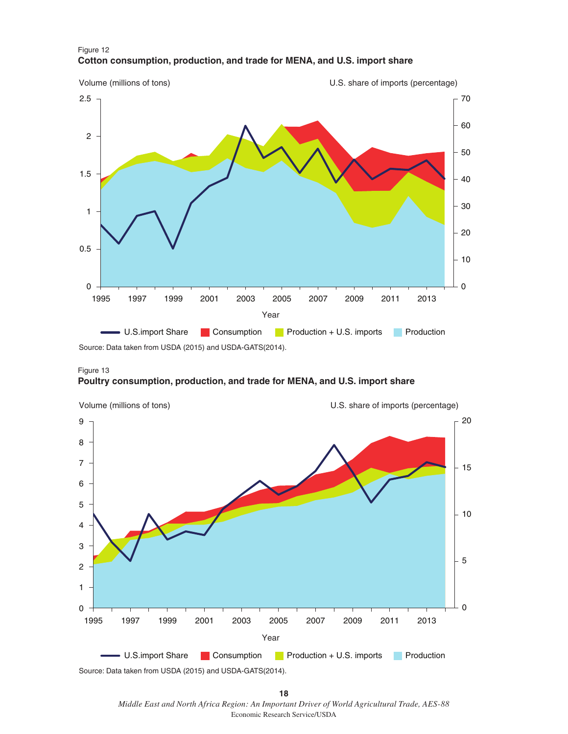Figure 12

**Cotton consumption, production, and trade for MENA, and U.S. import share**

Source: Data taken from USDA (2015) and USDA-GATS(2014).

Figure 13

**Poultry consumption, production, and trade for MENA, and U.S. import share**

Source: Data taken from USDA (2015) and USDA-GATS(2014).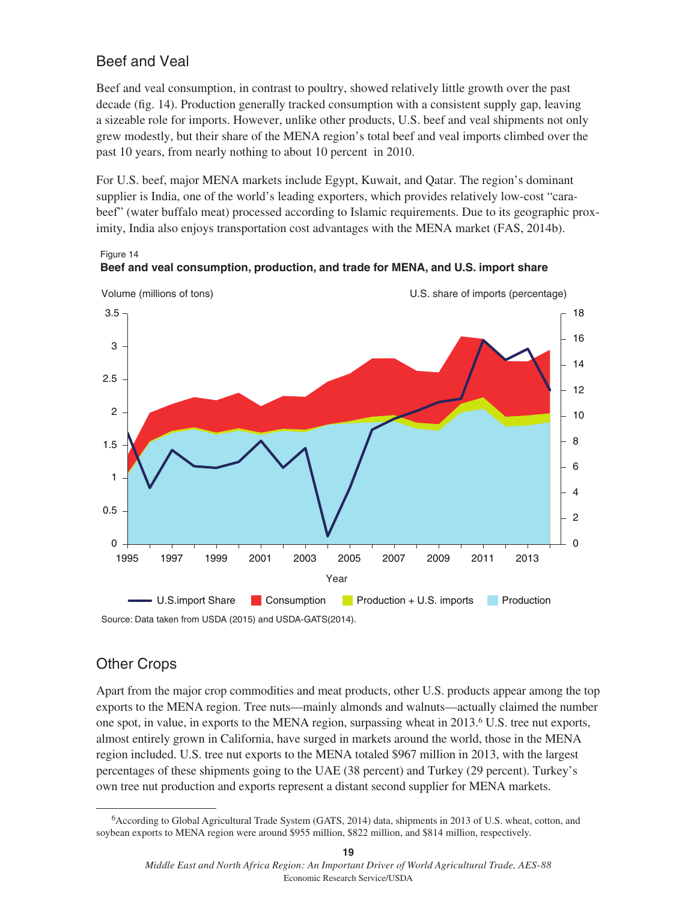## Beef and Veal

Beef and veal consumption, in contrast to poultry, showed relatively little growth over the past decade (fig. 14). Production generally tracked consumption with a consistent supply gap, leaving a sizeable role for imports. However, unlike other products, U.S. beef and veal shipments not only grew modestly, but their share of the MENA region's total beef and veal imports climbed over the past 10 years, from nearly nothing to about 10 percent in 2010.

For U.S. beef, major MENA markets include Egypt, Kuwait, and Qatar. The region's dominant supplier is India, one of the world's leading exporters, which provides relatively low-cost "carabeef" (water buffalo meat) processed according to Islamic requirements. Due to its geographic proximity, India also enjoys transportation cost advantages with the MENA market (FAS, 2014b).

Figure 14
**Beef and veal consumption, production, and trade for MENA, and U.S. import share**

Source: Data taken from USDA (2015) and USDA-GATS(2014).

## Other Crops

Apart from the major crop commodities and meat products, other U.S. products appear among the top exports to the MENA region. Tree nuts—mainly almonds and walnuts—actually claimed the number one spot, in value, in exports to the MENA region, surpassing wheat in 2013.[6] U.S. tree nut exports, almost entirely grown in California, have surged in markets around the world, those in the MENA region included. U.S. tree nut exports to the MENA totaled $967 million in 2013, with the largest percentages of these shipments going to the UAE (38 percent) and Turkey (29 percent). Turkey's own tree nut production and exports represent a distant second supplier for MENA markets.

[6] According to Global Agricultural Trade System (GATS, 2014) data, shipments in 2013 of U.S. wheat, cotton, and soybean exports to MENA region were around $955 million, $822 million, and $814 million, respectively.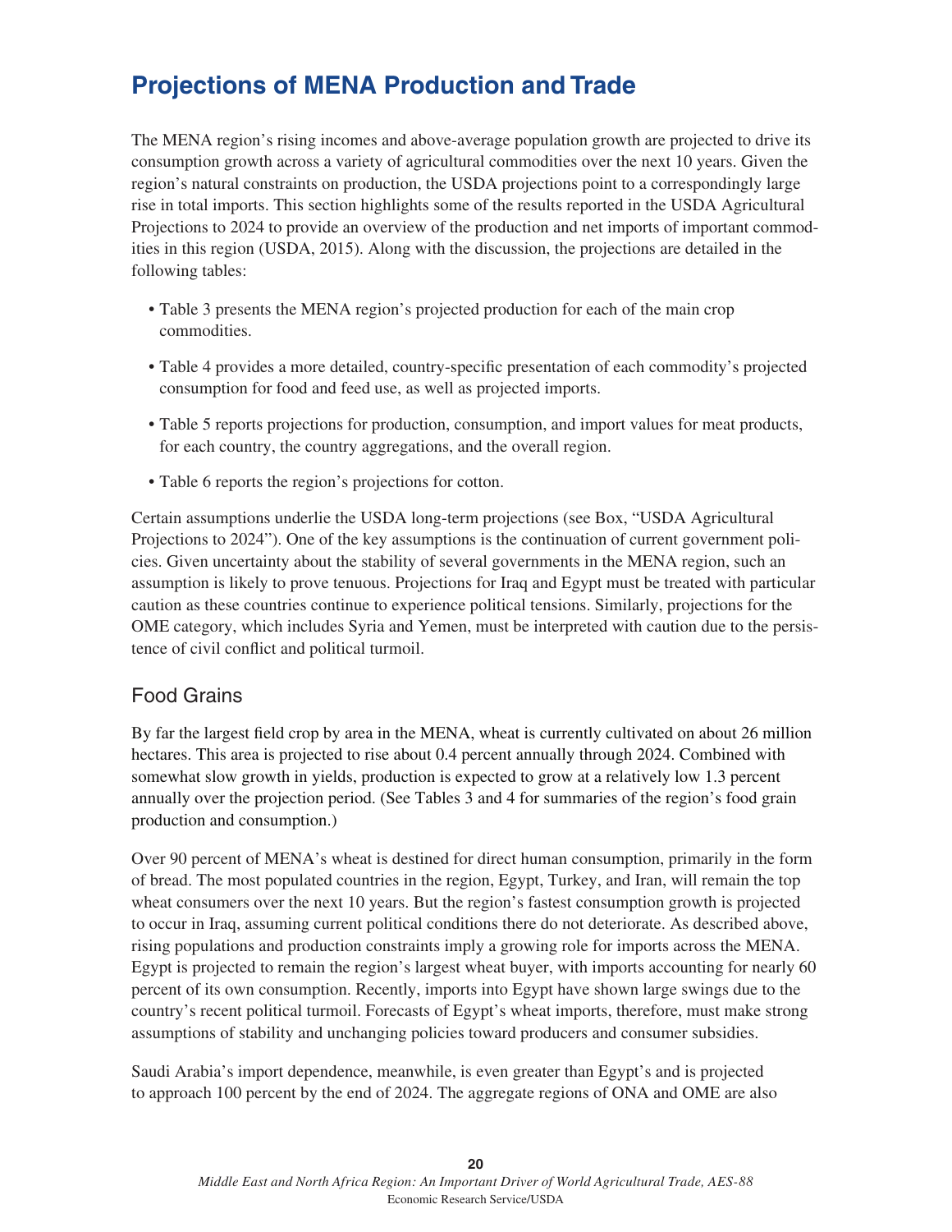# Projections of MENA Production and Trade

The MENA region's rising incomes and above-average population growth are projected to drive its consumption growth across a variety of agricultural commodities over the next 10 years. Given the region's natural constraints on production, the USDA projections point to a correspondingly large rise in total imports. This section highlights some of the results reported in the USDA Agricultural Projections to 2024 to provide an overview of the production and net imports of important commodities in this region (USDA, 2015). Along with the discussion, the projections are detailed in the following tables:

- Table 3 presents the MENA region's projected production for each of the main crop commodities.
- Table 4 provides a more detailed, country-specific presentation of each commodity's projected consumption for food and feed use, as well as projected imports.
- Table 5 reports projections for production, consumption, and import values for meat products, for each country, the country aggregations, and the overall region.
- Table 6 reports the region's projections for cotton.

Certain assumptions underlie the USDA long-term projections (see Box, "USDA Agricultural Projections to 2024"). One of the key assumptions is the continuation of current government policies. Given uncertainty about the stability of several governments in the MENA region, such an assumption is likely to prove tenuous. Projections for Iraq and Egypt must be treated with particular caution as these countries continue to experience political tensions. Similarly, projections for the OME category, which includes Syria and Yemen, must be interpreted with caution due to the persistence of civil conflict and political turmoil.

## Food Grains

By far the largest field crop by area in the MENA, wheat is currently cultivated on about 26 million hectares. This area is projected to rise about 0.4 percent annually through 2024. Combined with somewhat slow growth in yields, production is expected to grow at a relatively low 1.3 percent annually over the projection period. (See Tables 3 and 4 for summaries of the region's food grain production and consumption.)

Over 90 percent of MENA's wheat is destined for direct human consumption, primarily in the form of bread. The most populated countries in the region, Egypt, Turkey, and Iran, will remain the top wheat consumers over the next 10 years. But the region's fastest consumption growth is projected to occur in Iraq, assuming current political conditions there do not deteriorate. As described above, rising populations and production constraints imply a growing role for imports across the MENA. Egypt is projected to remain the region's largest wheat buyer, with imports accounting for nearly 60 percent of its own consumption. Recently, imports into Egypt have shown large swings due to the country's recent political turmoil. Forecasts of Egypt's wheat imports, therefore, must make strong assumptions of stability and unchanging policies toward producers and consumer subsidies.

Saudi Arabia's import dependence, meanwhile, is even greater than Egypt's and is projected to approach 100 percent by the end of 2024. The aggregate regions of ONA and OME are also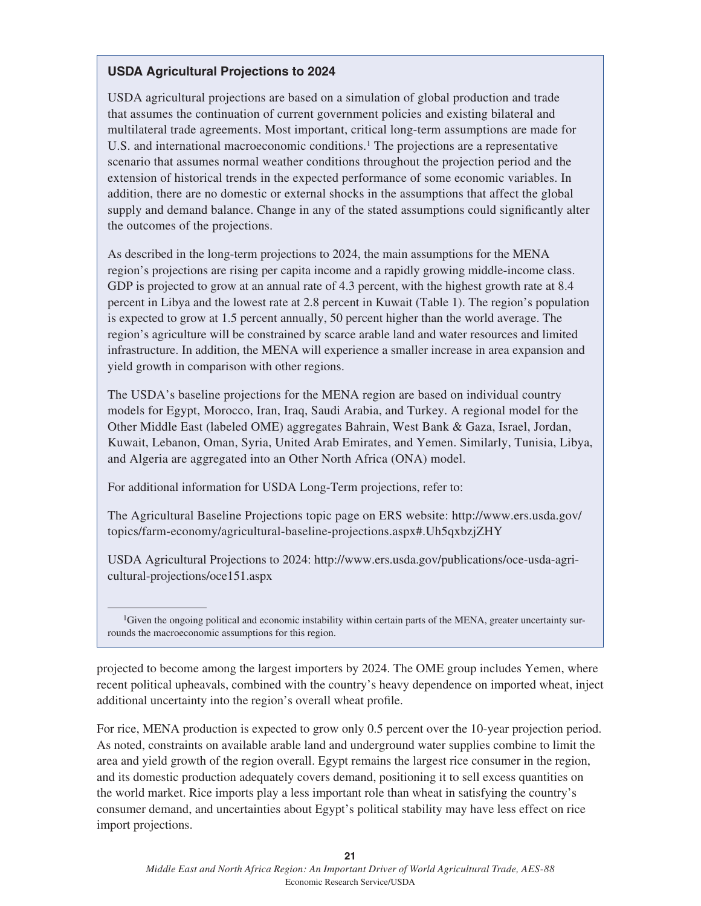### USDA Agricultural Projections to 2024

USDA agricultural projections are based on a simulation of global production and trade that assumes the continuation of current government policies and existing bilateral and multilateral trade agreements. Most important, critical long-term assumptions are made for U.S. and international macroeconomic conditions.[1] The projections are a representative scenario that assumes normal weather conditions throughout the projection period and the extension of historical trends in the expected performance of some economic variables. In addition, there are no domestic or external shocks in the assumptions that affect the global supply and demand balance. Change in any of the stated assumptions could significantly alter the outcomes of the projections.

As described in the long-term projections to 2024, the main assumptions for the MENA region's projections are rising per capita income and a rapidly growing middle-income class. GDP is projected to grow at an annual rate of 4.3 percent, with the highest growth rate at 8.4 percent in Libya and the lowest rate at 2.8 percent in Kuwait (Table 1). The region's population is expected to grow at 1.5 percent annually, 50 percent higher than the world average. The region's agriculture will be constrained by scarce arable land and water resources and limited infrastructure. In addition, the MENA will experience a smaller increase in area expansion and yield growth in comparison with other regions.

The USDA's baseline projections for the MENA region are based on individual country models for Egypt, Morocco, Iran, Iraq, Saudi Arabia, and Turkey. A regional model for the Other Middle East (labeled OME) aggregates Bahrain, West Bank & Gaza, Israel, Jordan, Kuwait, Lebanon, Oman, Syria, United Arab Emirates, and Yemen. Similarly, Tunisia, Libya, and Algeria are aggregated into an Other North Africa (ONA) model.

For additional information for USDA Long-Term projections, refer to:

The Agricultural Baseline Projections topic page on ERS website: http://www.ers.usda.gov/topics/farm-economy/agricultural-baseline-projections.aspx#.Uh5qxbzjZHY

USDA Agricultural Projections to 2024: http://www.ers.usda.gov/publications/oce-usda-agricultural-projections/oce151.aspx

[1]Given the ongoing political and economic instability within certain parts of the MENA, greater uncertainty surrounds the macroeconomic assumptions for this region.

projected to become among the largest importers by 2024. The OME group includes Yemen, where recent political upheavals, combined with the country's heavy dependence on imported wheat, inject additional uncertainty into the region's overall wheat profile.

For rice, MENA production is expected to grow only 0.5 percent over the 10-year projection period. As noted, constraints on available arable land and underground water supplies combine to limit the area and yield growth of the region overall. Egypt remains the largest rice consumer in the region, and its domestic production adequately covers demand, positioning it to sell excess quantities on the world market. Rice imports play a less important role than wheat in satisfying the country's consumer demand, and uncertainties about Egypt's political stability may have less effect on rice import projections.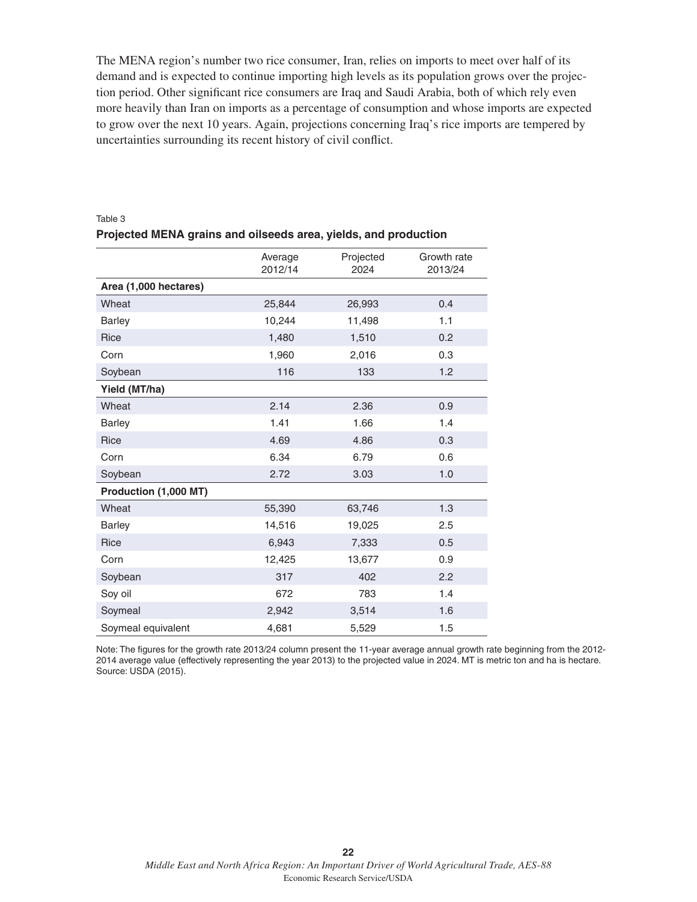The MENA region's number two rice consumer, Iran, relies on imports to meet over half of its demand and is expected to continue importing high levels as its population grows over the projection period. Other significant rice consumers are Iraq and Saudi Arabia, both of which rely even more heavily than Iran on imports as a percentage of consumption and whose imports are expected to grow over the next 10 years. Again, projections concerning Iraq's rice imports are tempered by uncertainties surrounding its recent history of civil conflict.

Table 3

**Projected MENA grains and oilseeds area, yields, and production**

| | Average 2012/14 | Projected 2024 | Growth rate 2013/24 |
|---|---|---|---|
| **Area (1,000 hectares)** | | | |
| Wheat | 25,844 | 26,993 | 0.4 |
| Barley | 10,244 | 11,498 | 1.1 |
| Rice | 1,480 | 1,510 | 0.2 |
| Corn | 1,960 | 2,016 | 0.3 |
| Soybean | 116 | 133 | 1.2 |
| **Yield (MT/ha)** | | | |
| Wheat | 2.14 | 2.36 | 0.9 |
| Barley | 1.41 | 1.66 | 1.4 |
| Rice | 4.69 | 4.86 | 0.3 |
| Corn | 6.34 | 6.79 | 0.6 |
| Soybean | 2.72 | 3.03 | 1.0 |
| **Production (1,000 MT)** | | | |
| Wheat | 55,390 | 63,746 | 1.3 |
| Barley | 14,516 | 19,025 | 2.5 |
| Rice | 6,943 | 7,333 | 0.5 |
| Corn | 12,425 | 13,677 | 0.9 |
| Soybean | 317 | 402 | 2.2 |
| Soy oil | 672 | 783 | 1.4 |
| Soymeal | 2,942 | 3,514 | 1.6 |
| Soymeal equivalent | 4,681 | 5,529 | 1.5 |

Note: The figures for the growth rate 2013/24 column present the 11-year average annual growth rate beginning from the 2012-2014 average value (effectively representing the year 2013) to the projected value in 2024. MT is metric ton and ha is hectare.
Source: USDA (2015).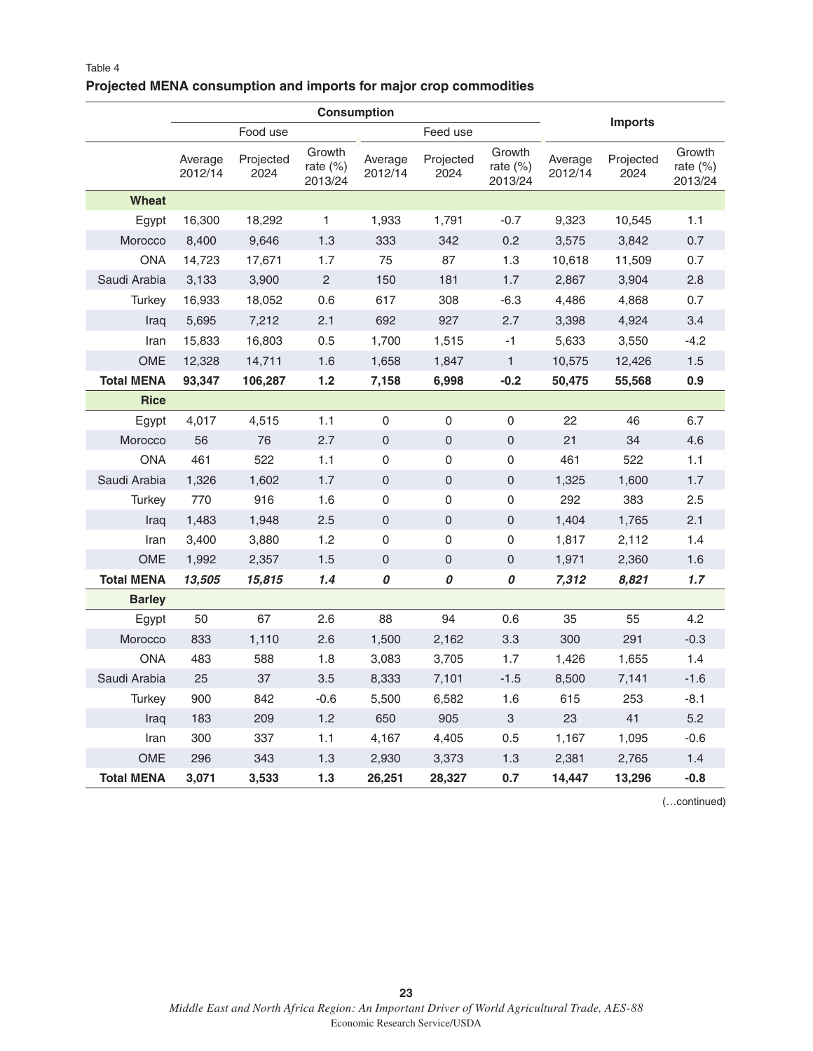Table 4

**Projected MENA consumption and imports for major crop commodities**

| | Consumption | | | | | | Imports | | |
|---|---|---|---|---|---|---|---|---|---|
| | Food use | | | Feed use | | | | | |
| | Average 2012/14 | Projected 2024 | Growth rate (%) 2013/24 | Average 2012/14 | Projected 2024 | Growth rate (%) 2013/24 | Average 2012/14 | Projected 2024 | Growth rate (%) 2013/24 |
| **Wheat** | | | | | | | | | |
| Egypt | 16,300 | 18,292 | 1 | 1,933 | 1,791 | -0.7 | 9,323 | 10,545 | 1.1 |
| Morocco | 8,400 | 9,646 | 1.3 | 333 | 342 | 0.2 | 3,575 | 3,842 | 0.7 |
| ONA | 14,723 | 17,671 | 1.7 | 75 | 87 | 1.3 | 10,618 | 11,509 | 0.7 |
| Saudi Arabia | 3,133 | 3,900 | 2 | 150 | 181 | 1.7 | 2,867 | 3,904 | 2.8 |
| Turkey | 16,933 | 18,052 | 0.6 | 617 | 308 | -6.3 | 4,486 | 4,868 | 0.7 |
| Iraq | 5,695 | 7,212 | 2.1 | 692 | 927 | 2.7 | 3,398 | 4,924 | 3.4 |
| Iran | 15,833 | 16,803 | 0.5 | 1,700 | 1,515 | -1 | 5,633 | 3,550 | -4.2 |
| OME | 12,328 | 14,711 | 1.6 | 1,658 | 1,847 | 1 | 10,575 | 12,426 | 1.5 |
| **Total MENA** | **93,347** | **106,287** | **1.2** | **7,158** | **6,998** | **-0.2** | **50,475** | **55,568** | **0.9** |
| **Rice** | | | | | | | | | |
| Egypt | 4,017 | 4,515 | 1.1 | 0 | 0 | 0 | 22 | 46 | 6.7 |
| Morocco | 56 | 76 | 2.7 | 0 | 0 | 0 | 21 | 34 | 4.6 |
| ONA | 461 | 522 | 1.1 | 0 | 0 | 0 | 461 | 522 | 1.1 |
| Saudi Arabia | 1,326 | 1,602 | 1.7 | 0 | 0 | 0 | 1,325 | 1,600 | 1.7 |
| Turkey | 770 | 916 | 1.6 | 0 | 0 | 0 | 292 | 383 | 2.5 |
| Iraq | 1,483 | 1,948 | 2.5 | 0 | 0 | 0 | 1,404 | 1,765 | 2.1 |
| Iran | 3,400 | 3,880 | 1.2 | 0 | 0 | 0 | 1,817 | 2,112 | 1.4 |
| OME | 1,992 | 2,357 | 1.5 | 0 | 0 | 0 | 1,971 | 2,360 | 1.6 |
| **Total MENA** | ***13,505*** | ***15,815*** | ***1.4*** | ***0*** | ***0*** | ***0*** | ***7,312*** | ***8,821*** | ***1.7*** |
| **Barley** | | | | | | | | | |
| Egypt | 50 | 67 | 2.6 | 88 | 94 | 0.6 | 35 | 55 | 4.2 |
| Morocco | 833 | 1,110 | 2.6 | 1,500 | 2,162 | 3.3 | 300 | 291 | -0.3 |
| ONA | 483 | 588 | 1.8 | 3,083 | 3,705 | 1.7 | 1,426 | 1,655 | 1.4 |
| Saudi Arabia | 25 | 37 | 3.5 | 8,333 | 7,101 | -1.5 | 8,500 | 7,141 | -1.6 |
| Turkey | 900 | 842 | -0.6 | 5,500 | 6,582 | 1.6 | 615 | 253 | -8.1 |
| Iraq | 183 | 209 | 1.2 | 650 | 905 | 3 | 23 | 41 | 5.2 |
| Iran | 300 | 337 | 1.1 | 4,167 | 4,405 | 0.5 | 1,167 | 1,095 | -0.6 |
| OME | 296 | 343 | 1.3 | 2,930 | 3,373 | 1.3 | 2,381 | 2,765 | 1.4 |
| **Total MENA** | **3,071** | **3,533** | **1.3** | **26,251** | **28,327** | **0.7** | **14,447** | **13,296** | **-0.8** |

(…continued)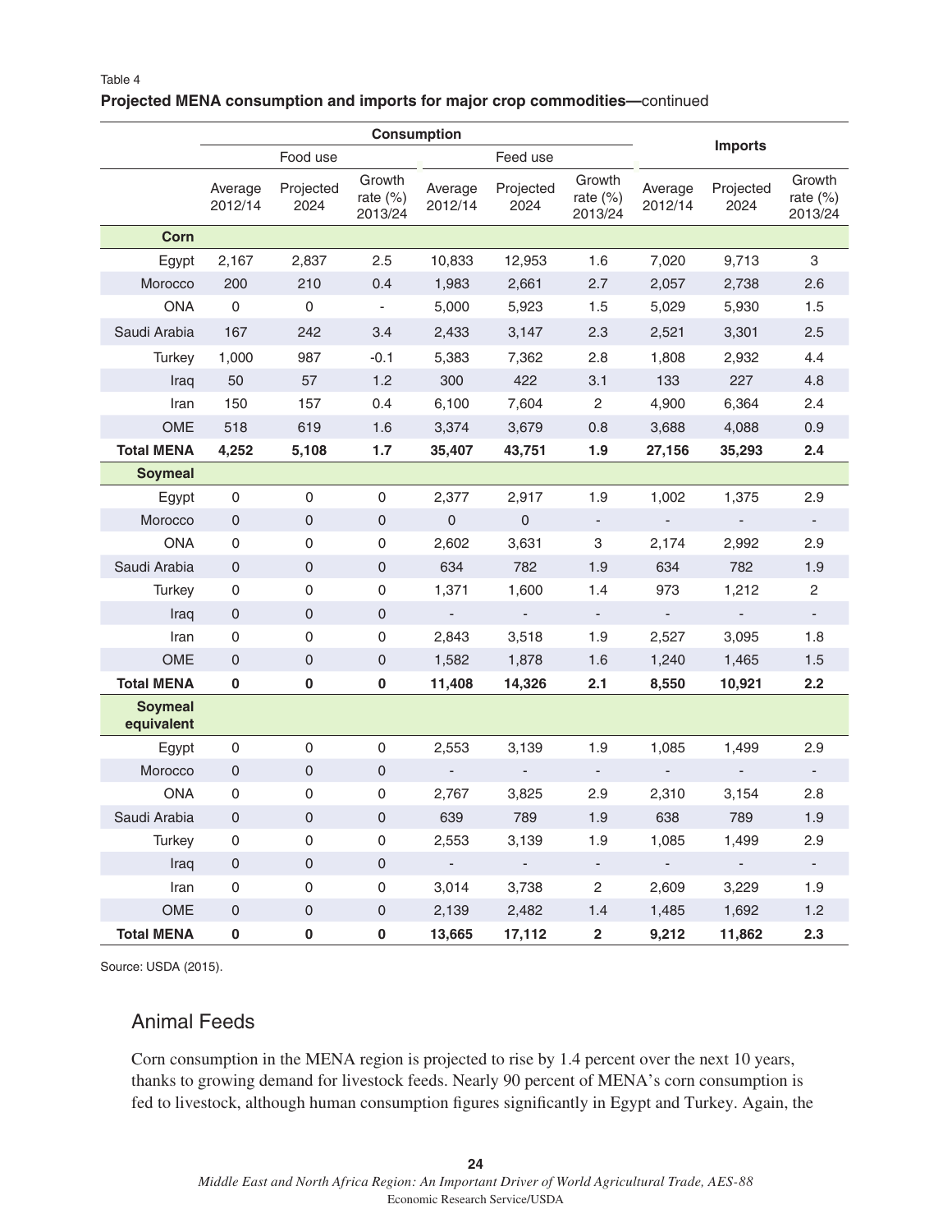Table 4

**Projected MENA consumption and imports for major crop commodities—**continued

| | Consumption | | | | | | Imports | | |
|---|---|---|---|---|---|---|---|---|---|
| | Food use | | | Feed use | | | | | |
| | Average 2012/14 | Projected 2024 | Growth rate (%) 2013/24 | Average 2012/14 | Projected 2024 | Growth rate (%) 2013/24 | Average 2012/14 | Projected 2024 | Growth rate (%) 2013/24 |
| **Corn** | | | | | | | | | |
| Egypt | 2,167 | 2,837 | 2.5 | 10,833 | 12,953 | 1.6 | 7,020 | 9,713 | 3 |
| Morocco | 200 | 210 | 0.4 | 1,983 | 2,661 | 2.7 | 2,057 | 2,738 | 2.6 |
| ONA | 0 | 0 | - | 5,000 | 5,923 | 1.5 | 5,029 | 5,930 | 1.5 |
| Saudi Arabia | 167 | 242 | 3.4 | 2,433 | 3,147 | 2.3 | 2,521 | 3,301 | 2.5 |
| Turkey | 1,000 | 987 | -0.1 | 5,383 | 7,362 | 2.8 | 1,808 | 2,932 | 4.4 |
| Iraq | 50 | 57 | 1.2 | 300 | 422 | 3.1 | 133 | 227 | 4.8 |
| Iran | 150 | 157 | 0.4 | 6,100 | 7,604 | 2 | 4,900 | 6,364 | 2.4 |
| OME | 518 | 619 | 1.6 | 3,374 | 3,679 | 0.8 | 3,688 | 4,088 | 0.9 |
| **Total MENA** | **4,252** | **5,108** | **1.7** | **35,407** | **43,751** | **1.9** | **27,156** | **35,293** | **2.4** |
| **Soymeal** | | | | | | | | | |
| Egypt | 0 | 0 | 0 | 2,377 | 2,917 | 1.9 | 1,002 | 1,375 | 2.9 |
| Morocco | 0 | 0 | 0 | 0 | 0 | - | - | - | - |
| ONA | 0 | 0 | 0 | 2,602 | 3,631 | 3 | 2,174 | 2,992 | 2.9 |
| Saudi Arabia | 0 | 0 | 0 | 634 | 782 | 1.9 | 634 | 782 | 1.9 |
| Turkey | 0 | 0 | 0 | 1,371 | 1,600 | 1.4 | 973 | 1,212 | 2 |
| Iraq | 0 | 0 | 0 | - | - | - | - | - | - |
| Iran | 0 | 0 | 0 | 2,843 | 3,518 | 1.9 | 2,527 | 3,095 | 1.8 |
| OME | 0 | 0 | 0 | 1,582 | 1,878 | 1.6 | 1,240 | 1,465 | 1.5 |
| **Total MENA** | **0** | **0** | **0** | **11,408** | **14,326** | **2.1** | **8,550** | **10,921** | **2.2** |
| **Soymeal equivalent** | | | | | | | | | |
| Egypt | 0 | 0 | 0 | 2,553 | 3,139 | 1.9 | 1,085 | 1,499 | 2.9 |
| Morocco | 0 | 0 | 0 | - | - | - | - | - | - |
| ONA | 0 | 0 | 0 | 2,767 | 3,825 | 2.9 | 2,310 | 3,154 | 2.8 |
| Saudi Arabia | 0 | 0 | 0 | 639 | 789 | 1.9 | 638 | 789 | 1.9 |
| Turkey | 0 | 0 | 0 | 2,553 | 3,139 | 1.9 | 1,085 | 1,499 | 2.9 |
| Iraq | 0 | 0 | 0 | - | - | - | - | - | - |
| Iran | 0 | 0 | 0 | 3,014 | 3,738 | 2 | 2,609 | 3,229 | 1.9 |
| OME | 0 | 0 | 0 | 2,139 | 2,482 | 1.4 | 1,485 | 1,692 | 1.2 |
| **Total MENA** | **0** | **0** | **0** | **13,665** | **17,112** | **2** | **9,212** | **11,862** | **2.3** |

Source: USDA (2015).

## Animal Feeds

Corn consumption in the MENA region is projected to rise by 1.4 percent over the next 10 years, thanks to growing demand for livestock feeds. Nearly 90 percent of MENA's corn consumption is fed to livestock, although human consumption figures significantly in Egypt and Turkey. Again, the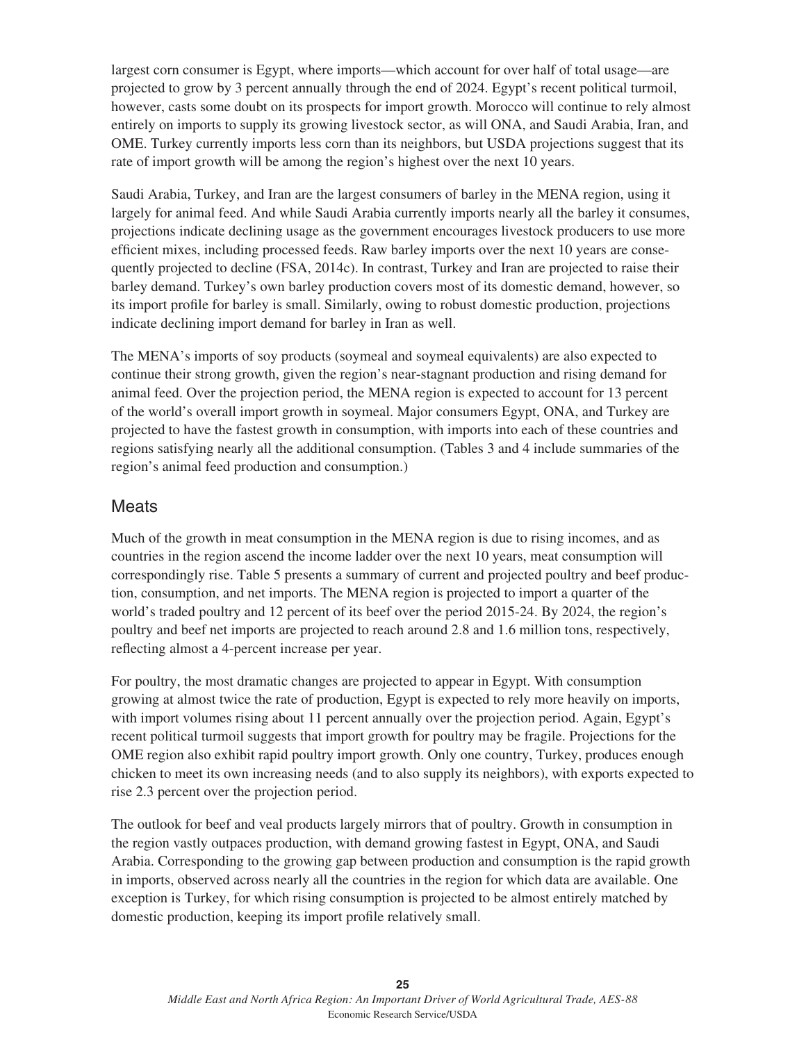largest corn consumer is Egypt, where imports—which account for over half of total usage—are projected to grow by 3 percent annually through the end of 2024. Egypt's recent political turmoil, however, casts some doubt on its prospects for import growth. Morocco will continue to rely almost entirely on imports to supply its growing livestock sector, as will ONA, and Saudi Arabia, Iran, and OME. Turkey currently imports less corn than its neighbors, but USDA projections suggest that its rate of import growth will be among the region's highest over the next 10 years.

Saudi Arabia, Turkey, and Iran are the largest consumers of barley in the MENA region, using it largely for animal feed. And while Saudi Arabia currently imports nearly all the barley it consumes, projections indicate declining usage as the government encourages livestock producers to use more efficient mixes, including processed feeds. Raw barley imports over the next 10 years are consequently projected to decline (FSA, 2014c). In contrast, Turkey and Iran are projected to raise their barley demand. Turkey's own barley production covers most of its domestic demand, however, so its import profile for barley is small. Similarly, owing to robust domestic production, projections indicate declining import demand for barley in Iran as well.

The MENA's imports of soy products (soymeal and soymeal equivalents) are also expected to continue their strong growth, given the region's near-stagnant production and rising demand for animal feed. Over the projection period, the MENA region is expected to account for 13 percent of the world's overall import growth in soymeal. Major consumers Egypt, ONA, and Turkey are projected to have the fastest growth in consumption, with imports into each of these countries and regions satisfying nearly all the additional consumption. (Tables 3 and 4 include summaries of the region's animal feed production and consumption.)

## Meats

Much of the growth in meat consumption in the MENA region is due to rising incomes, and as countries in the region ascend the income ladder over the next 10 years, meat consumption will correspondingly rise. Table 5 presents a summary of current and projected poultry and beef production, consumption, and net imports. The MENA region is projected to import a quarter of the world's traded poultry and 12 percent of its beef over the period 2015-24. By 2024, the region's poultry and beef net imports are projected to reach around 2.8 and 1.6 million tons, respectively, reflecting almost a 4-percent increase per year.

For poultry, the most dramatic changes are projected to appear in Egypt. With consumption growing at almost twice the rate of production, Egypt is expected to rely more heavily on imports, with import volumes rising about 11 percent annually over the projection period. Again, Egypt's recent political turmoil suggests that import growth for poultry may be fragile. Projections for the OME region also exhibit rapid poultry import growth. Only one country, Turkey, produces enough chicken to meet its own increasing needs (and to also supply its neighbors), with exports expected to rise 2.3 percent over the projection period.

The outlook for beef and veal products largely mirrors that of poultry. Growth in consumption in the region vastly outpaces production, with demand growing fastest in Egypt, ONA, and Saudi Arabia. Corresponding to the growing gap between production and consumption is the rapid growth in imports, observed across nearly all the countries in the region for which data are available. One exception is Turkey, for which rising consumption is projected to be almost entirely matched by domestic production, keeping its import profile relatively small.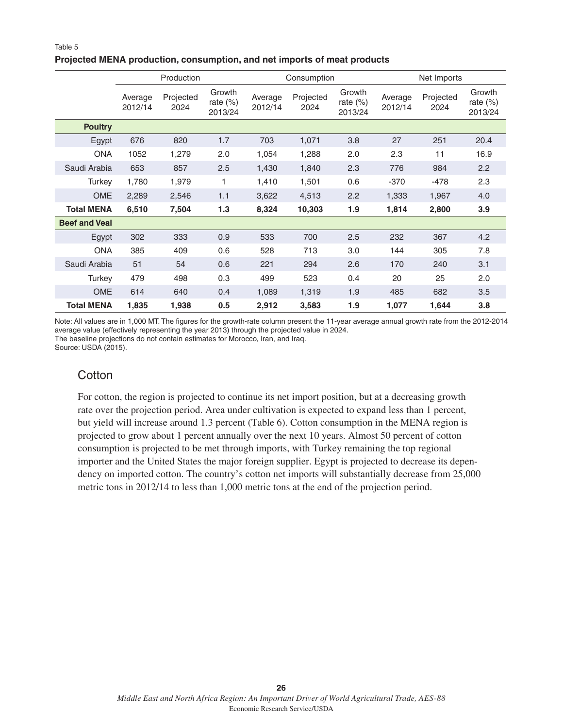Table 5

**Projected MENA production, consumption, and net imports of meat products**

| | Production | | | Consumption | | | Net Imports | | |
|---|---|---|---|---|---|---|---|---|---|
| | Average 2012/14 | Projected 2024 | Growth rate (%) 2013/24 | Average 2012/14 | Projected 2024 | Growth rate (%) 2013/24 | Average 2012/14 | Projected 2024 | Growth rate (%) 2013/24 |
| **Poultry** | | | | | | | | | |
| Egypt | 676 | 820 | 1.7 | 703 | 1,071 | 3.8 | 27 | 251 | 20.4 |
| ONA | 1052 | 1,279 | 2.0 | 1,054 | 1,288 | 2.0 | 2.3 | 11 | 16.9 |
| Saudi Arabia | 653 | 857 | 2.5 | 1,430 | 1,840 | 2.3 | 776 | 984 | 2.2 |
| Turkey | 1,780 | 1,979 | 1 | 1,410 | 1,501 | 0.6 | -370 | -478 | 2.3 |
| OME | 2,289 | 2,546 | 1.1 | 3,622 | 4,513 | 2.2 | 1,333 | 1,967 | 4.0 |
| **Total MENA** | **6,510** | **7,504** | **1.3** | **8,324** | **10,303** | **1.9** | **1,814** | **2,800** | **3.9** |
| **Beef and Veal** | | | | | | | | | |
| Egypt | 302 | 333 | 0.9 | 533 | 700 | 2.5 | 232 | 367 | 4.2 |
| ONA | 385 | 409 | 0.6 | 528 | 713 | 3.0 | 144 | 305 | 7.8 |
| Saudi Arabia | 51 | 54 | 0.6 | 221 | 294 | 2.6 | 170 | 240 | 3.1 |
| Turkey | 479 | 498 | 0.3 | 499 | 523 | 0.4 | 20 | 25 | 2.0 |
| OME | 614 | 640 | 0.4 | 1,089 | 1,319 | 1.9 | 485 | 682 | 3.5 |
| **Total MENA** | **1,835** | **1,938** | **0.5** | **2,912** | **3,583** | **1.9** | **1,077** | **1,644** | **3.8** |

Note: All values are in 1,000 MT. The figures for the growth-rate column present the 11-year average annual growth rate from the 2012-2014 average value (effectively representing the year 2013) through the projected value in 2024.
The baseline projections do not contain estimates for Morocco, Iran, and Iraq.
Source: USDA (2015).

## Cotton

For cotton, the region is projected to continue its net import position, but at a decreasing growth rate over the projection period. Area under cultivation is expected to expand less than 1 percent, but yield will increase around 1.3 percent (Table 6). Cotton consumption in the MENA region is projected to grow about 1 percent annually over the next 10 years. Almost 50 percent of cotton consumption is projected to be met through imports, with Turkey remaining the top regional importer and the United States the major foreign supplier. Egypt is projected to decrease its dependency on imported cotton. The country's cotton net imports will substantially decrease from 25,000 metric tons in 2012/14 to less than 1,000 metric tons at the end of the projection period.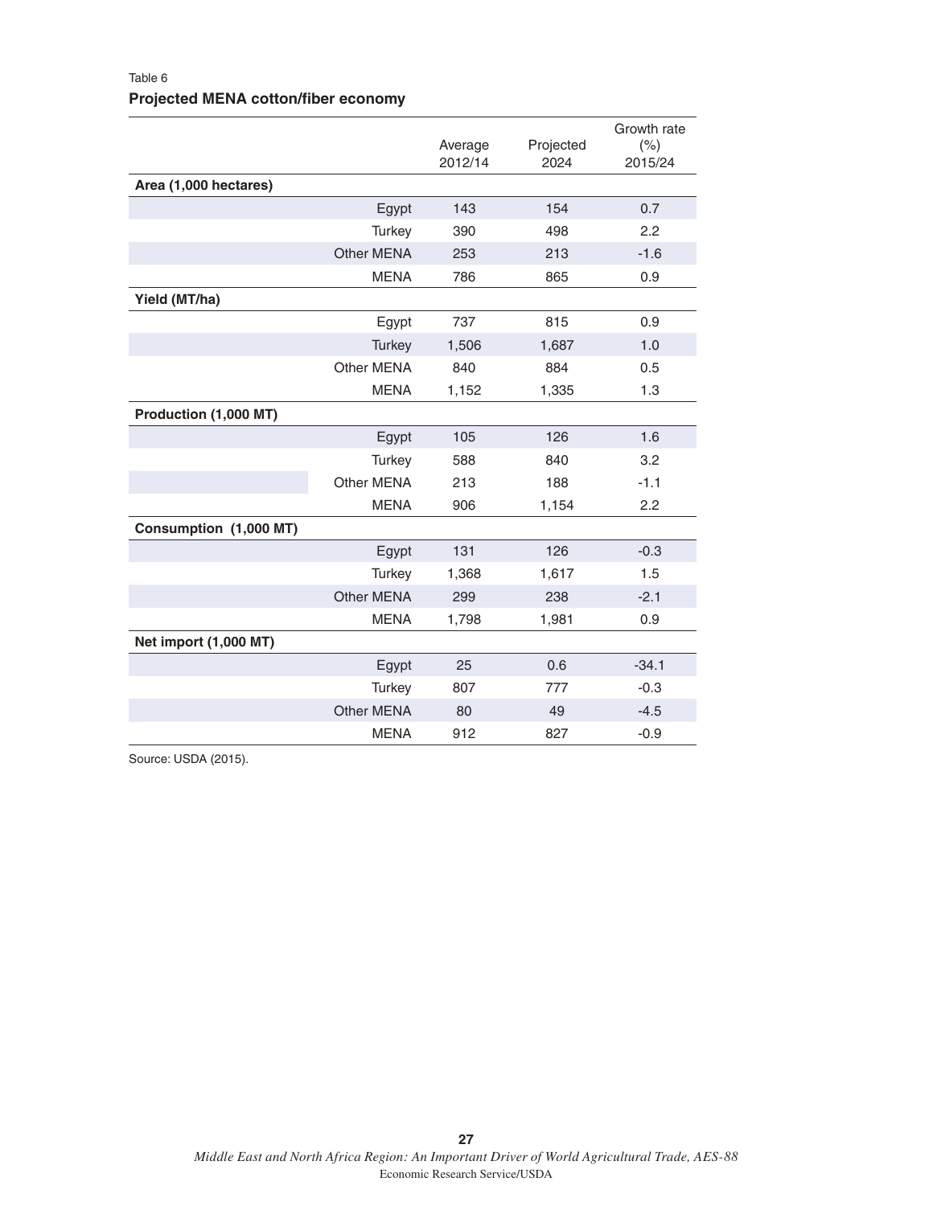Table 6

**Projected MENA cotton/fiber economy**

| | Average 2012/14 | Projected 2024 | Growth rate (%) 2015/24 |
|---|---|---|---|
| **Area (1,000 hectares)** | | | |
| Egypt | 143 | 154 | 0.7 |
| Turkey | 390 | 498 | 2.2 |
| Other MENA | 253 | 213 | -1.6 |
| MENA | 786 | 865 | 0.9 |
| **Yield (MT/ha)** | | | |
| Egypt | 737 | 815 | 0.9 |
| Turkey | 1,506 | 1,687 | 1.0 |
| Other MENA | 840 | 884 | 0.5 |
| MENA | 1,152 | 1,335 | 1.3 |
| **Production (1,000 MT)** | | | |
| Egypt | 105 | 126 | 1.6 |
| Turkey | 588 | 840 | 3.2 |
| Other MENA | 213 | 188 | -1.1 |
| MENA | 906 | 1,154 | 2.2 |
| **Consumption (1,000 MT)** | | | |
| Egypt | 131 | 126 | -0.3 |
| Turkey | 1,368 | 1,617 | 1.5 |
| Other MENA | 299 | 238 | -2.1 |
| MENA | 1,798 | 1,981 | 0.9 |
| **Net import (1,000 MT)** | | | |
| Egypt | 25 | 0.6 | -34.1 |
| Turkey | 807 | 777 | -0.3 |
| Other MENA | 80 | 49 | -4.5 |
| MENA | 912 | 827 | -0.9 |

Source: USDA (2015).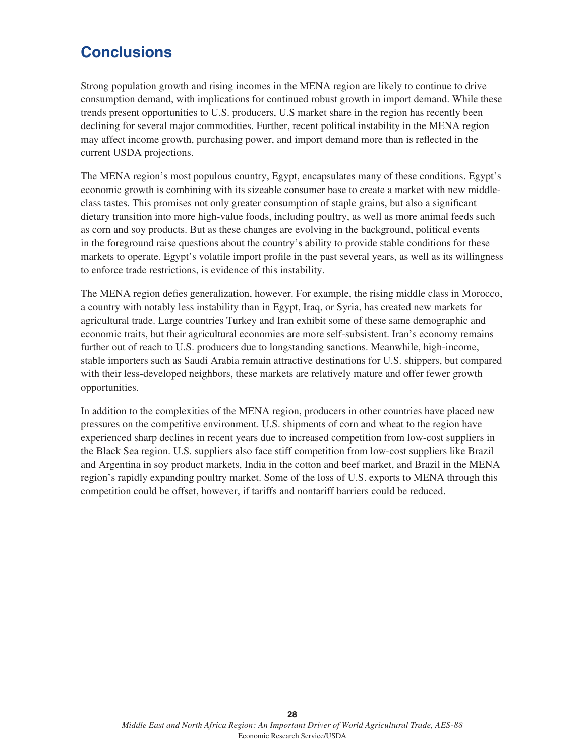## Conclusions

Strong population growth and rising incomes in the MENA region are likely to continue to drive consumption demand, with implications for continued robust growth in import demand. While these trends present opportunities to U.S. producers, U.S market share in the region has recently been declining for several major commodities. Further, recent political instability in the MENA region may affect income growth, purchasing power, and import demand more than is reflected in the current USDA projections.

The MENA region's most populous country, Egypt, encapsulates many of these conditions. Egypt's economic growth is combining with its sizeable consumer base to create a market with new middle-class tastes. This promises not only greater consumption of staple grains, but also a significant dietary transition into more high-value foods, including poultry, as well as more animal feeds such as corn and soy products. But as these changes are evolving in the background, political events in the foreground raise questions about the country's ability to provide stable conditions for these markets to operate. Egypt's volatile import profile in the past several years, as well as its willingness to enforce trade restrictions, is evidence of this instability.

The MENA region defies generalization, however. For example, the rising middle class in Morocco, a country with notably less instability than in Egypt, Iraq, or Syria, has created new markets for agricultural trade. Large countries Turkey and Iran exhibit some of these same demographic and economic traits, but their agricultural economies are more self-subsistent. Iran's economy remains further out of reach to U.S. producers due to longstanding sanctions. Meanwhile, high-income, stable importers such as Saudi Arabia remain attractive destinations for U.S. shippers, but compared with their less-developed neighbors, these markets are relatively mature and offer fewer growth opportunities.

In addition to the complexities of the MENA region, producers in other countries have placed new pressures on the competitive environment. U.S. shipments of corn and wheat to the region have experienced sharp declines in recent years due to increased competition from low-cost suppliers in the Black Sea region. U.S. suppliers also face stiff competition from low-cost suppliers like Brazil and Argentina in soy product markets, India in the cotton and beef market, and Brazil in the MENA region's rapidly expanding poultry market. Some of the loss of U.S. exports to MENA through this competition could be offset, however, if tariffs and nontariff barriers could be reduced.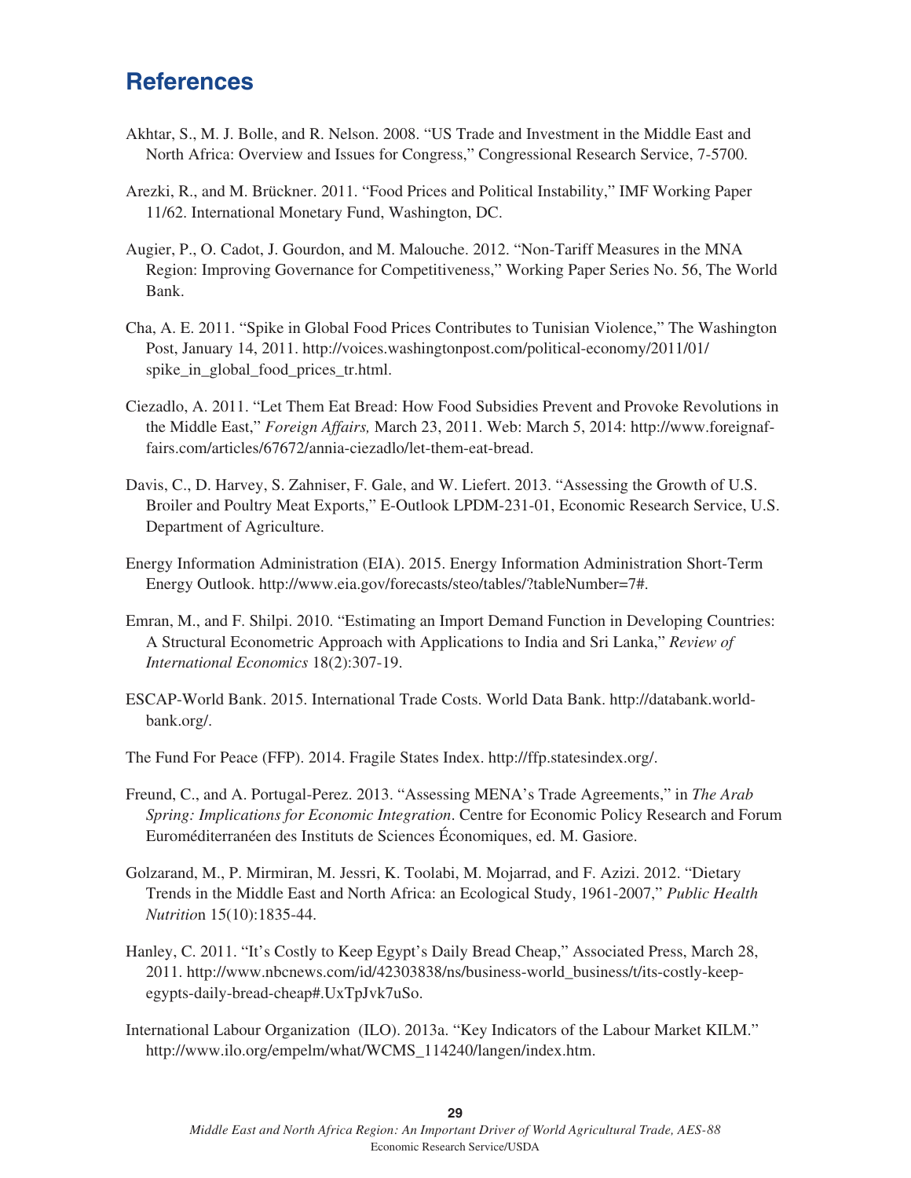## References

Akhtar, S., M. J. Bolle, and R. Nelson. 2008. "US Trade and Investment in the Middle East and North Africa: Overview and Issues for Congress," Congressional Research Service, 7-5700.

Arezki, R., and M. Brückner. 2011. "Food Prices and Political Instability," IMF Working Paper 11/62. International Monetary Fund, Washington, DC.

Augier, P., O. Cadot, J. Gourdon, and M. Malouche. 2012. "Non-Tariff Measures in the MNA Region: Improving Governance for Competitiveness," Working Paper Series No. 56, The World Bank.

Cha, A. E. 2011. "Spike in Global Food Prices Contributes to Tunisian Violence," The Washington Post, January 14, 2011. http://voices.washingtonpost.com/political-economy/2011/01/spike_in_global_food_prices_tr.html.

Ciezadlo, A. 2011. "Let Them Eat Bread: How Food Subsidies Prevent and Provoke Revolutions in the Middle East," *Foreign Affairs,* March 23, 2011. Web: March 5, 2014: http://www.foreignaffairs.com/articles/67672/annia-ciezadlo/let-them-eat-bread.

Davis, C., D. Harvey, S. Zahniser, F. Gale, and W. Liefert. 2013. "Assessing the Growth of U.S. Broiler and Poultry Meat Exports," E-Outlook LPDM-231-01, Economic Research Service, U.S. Department of Agriculture.

Energy Information Administration (EIA). 2015. Energy Information Administration Short-Term Energy Outlook. http://www.eia.gov/forecasts/steo/tables/?tableNumber=7#.

Emran, M., and F. Shilpi. 2010. "Estimating an Import Demand Function in Developing Countries: A Structural Econometric Approach with Applications to India and Sri Lanka," *Review of International Economics* 18(2):307-19.

ESCAP-World Bank. 2015. International Trade Costs. World Data Bank. http://databank.worldbank.org/.

The Fund For Peace (FFP). 2014. Fragile States Index. http://ffp.statesindex.org/.

Freund, C., and A. Portugal-Perez. 2013. "Assessing MENA's Trade Agreements," in *The Arab Spring: Implications for Economic Integration*. Centre for Economic Policy Research and Forum Euroméditerranéen des Instituts de Sciences Économiques, ed. M. Gasiore.

Golzarand, M., P. Mirmiran, M. Jessri, K. Toolabi, M. Mojarrad, and F. Azizi. 2012. "Dietary Trends in the Middle East and North Africa: an Ecological Study, 1961-2007," *Public Health Nutrition* 15(10):1835-44.

Hanley, C. 2011. "It's Costly to Keep Egypt's Daily Bread Cheap," Associated Press, March 28, 2011. http://www.nbcnews.com/id/42303838/ns/business-world_business/t/its-costly-keep-egypts-daily-bread-cheap#.UxTpJvk7uSo.

International Labour Organization (ILO). 2013a. "Key Indicators of the Labour Market KILM." http://www.ilo.org/empelm/what/WCMS_114240/langen/index.htm.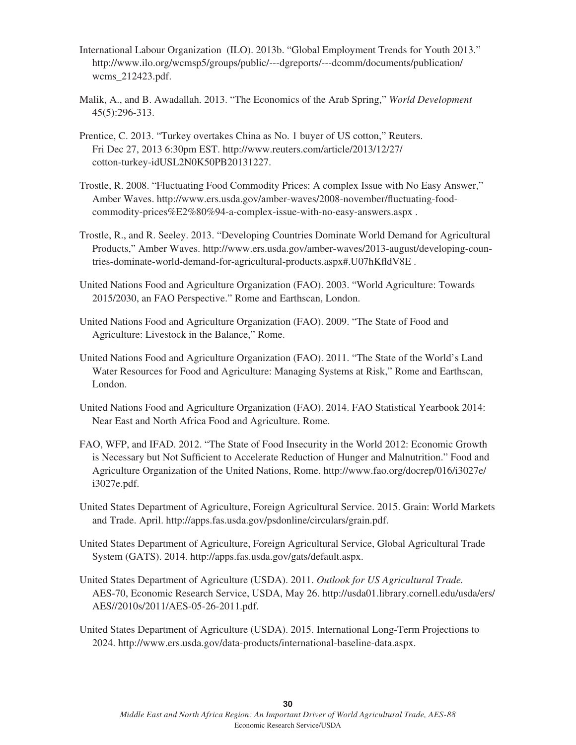International Labour Organization (ILO). 2013b. "Global Employment Trends for Youth 2013." http://www.ilo.org/wcmsp5/groups/public/---dgreports/---dcomm/documents/publication/wcms_212423.pdf.

Malik, A., and B. Awadallah. 2013. "The Economics of the Arab Spring," *World Development* 45(5):296-313.

Prentice, C. 2013. "Turkey overtakes China as No. 1 buyer of US cotton," Reuters. Fri Dec 27, 2013 6:30pm EST. http://www.reuters.com/article/2013/12/27/cotton-turkey-idUSL2N0K50PB20131227.

Trostle, R. 2008. "Fluctuating Food Commodity Prices: A complex Issue with No Easy Answer," Amber Waves. http://www.ers.usda.gov/amber-waves/2008-november/fluctuating-food-commodity-prices%E2%80%94-a-complex-issue-with-no-easy-answers.aspx .

Trostle, R., and R. Seeley. 2013. "Developing Countries Dominate World Demand for Agricultural Products," Amber Waves. http://www.ers.usda.gov/amber-waves/2013-august/developing-countries-dominate-world-demand-for-agricultural-products.aspx#.U07hKfldV8E .

United Nations Food and Agriculture Organization (FAO). 2003. "World Agriculture: Towards 2015/2030, an FAO Perspective." Rome and Earthscan, London.

United Nations Food and Agriculture Organization (FAO). 2009. "The State of Food and Agriculture: Livestock in the Balance," Rome.

United Nations Food and Agriculture Organization (FAO). 2011. "The State of the World's Land Water Resources for Food and Agriculture: Managing Systems at Risk," Rome and Earthscan, London.

United Nations Food and Agriculture Organization (FAO). 2014. FAO Statistical Yearbook 2014: Near East and North Africa Food and Agriculture. Rome.

FAO, WFP, and IFAD. 2012. "The State of Food Insecurity in the World 2012: Economic Growth is Necessary but Not Sufficient to Accelerate Reduction of Hunger and Malnutrition." Food and Agriculture Organization of the United Nations, Rome. http://www.fao.org/docrep/016/i3027e/i3027e.pdf.

United States Department of Agriculture, Foreign Agricultural Service. 2015. Grain: World Markets and Trade. April. http://apps.fas.usda.gov/psdonline/circulars/grain.pdf.

United States Department of Agriculture, Foreign Agricultural Service, Global Agricultural Trade System (GATS). 2014. http://apps.fas.usda.gov/gats/default.aspx.

United States Department of Agriculture (USDA). 2011. *Outlook for US Agricultural Trade.* AES-70, Economic Research Service, USDA, May 26. http://usda01.library.cornell.edu/usda/ers/AES//2010s/2011/AES-05-26-2011.pdf.

United States Department of Agriculture (USDA). 2015. International Long-Term Projections to 2024. http://www.ers.usda.gov/data-products/international-baseline-data.aspx.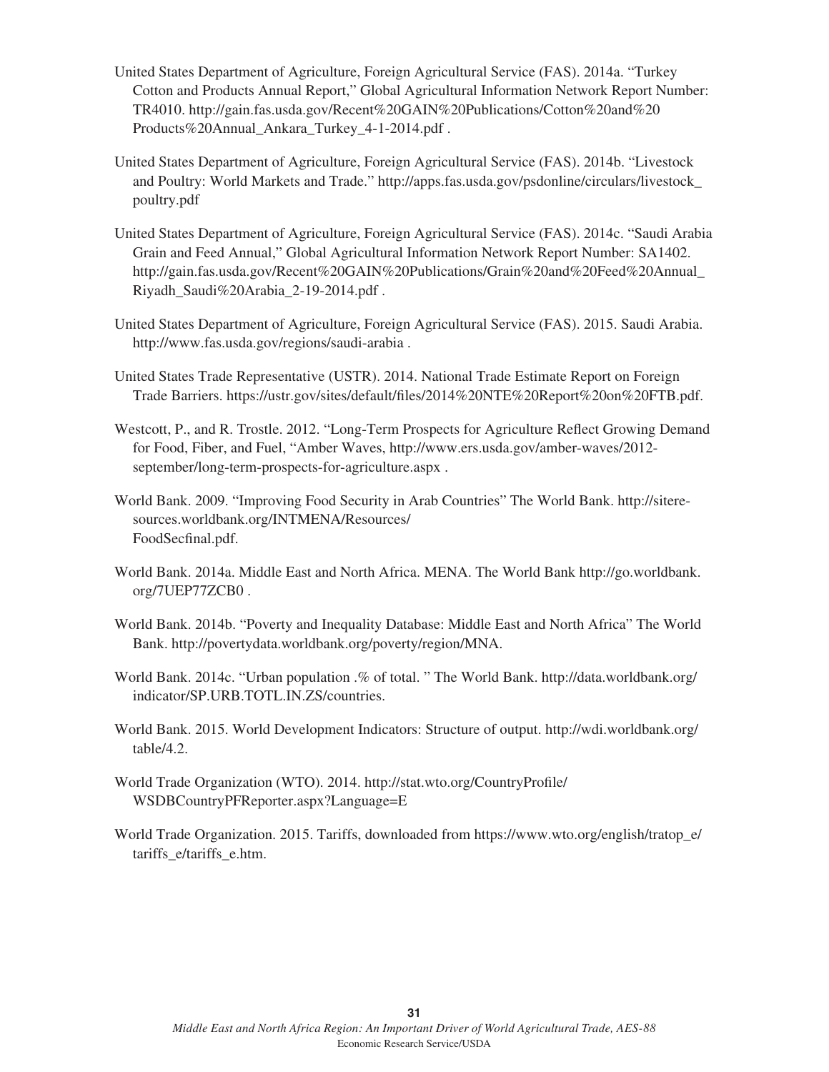United States Department of Agriculture, Foreign Agricultural Service (FAS). 2014a. "Turkey Cotton and Products Annual Report," Global Agricultural Information Network Report Number: TR4010. http://gain.fas.usda.gov/Recent%20GAIN%20Publications/Cotton%20and%20 Products%20Annual_Ankara_Turkey_4-1-2014.pdf .

United States Department of Agriculture, Foreign Agricultural Service (FAS). 2014b. "Livestock and Poultry: World Markets and Trade." http://apps.fas.usda.gov/psdonline/circulars/livestock_ poultry.pdf

United States Department of Agriculture, Foreign Agricultural Service (FAS). 2014c. "Saudi Arabia Grain and Feed Annual," Global Agricultural Information Network Report Number: SA1402. http://gain.fas.usda.gov/Recent%20GAIN%20Publications/Grain%20and%20Feed%20Annual_ Riyadh_Saudi%20Arabia_2-19-2014.pdf .

United States Department of Agriculture, Foreign Agricultural Service (FAS). 2015. Saudi Arabia. http://www.fas.usda.gov/regions/saudi-arabia .

United States Trade Representative (USTR). 2014. National Trade Estimate Report on Foreign Trade Barriers. https://ustr.gov/sites/default/files/2014%20NTE%20Report%20on%20FTB.pdf.

Westcott, P., and R. Trostle. 2012. "Long-Term Prospects for Agriculture Reflect Growing Demand for Food, Fiber, and Fuel, "Amber Waves, http://www.ers.usda.gov/amber-waves/2012-september/long-term-prospects-for-agriculture.aspx .

World Bank. 2009. "Improving Food Security in Arab Countries" The World Bank. http://siteresources.worldbank.org/INTMENA/Resources/FoodSecfinal.pdf.

World Bank. 2014a. Middle East and North Africa. MENA. The World Bank http://go.worldbank.org/7UEP77ZCB0 .

World Bank. 2014b. "Poverty and Inequality Database: Middle East and North Africa" The World Bank. http://povertydata.worldbank.org/poverty/region/MNA.

World Bank. 2014c. "Urban population .% of total. " The World Bank. http://data.worldbank.org/indicator/SP.URB.TOTL.IN.ZS/countries.

World Bank. 2015. World Development Indicators: Structure of output. http://wdi.worldbank.org/table/4.2.

World Trade Organization (WTO). 2014. http://stat.wto.org/CountryProfile/WSDBCountryPFReporter.aspx?Language=E

World Trade Organization. 2015. Tariffs, downloaded from https://www.wto.org/english/tratop_e/tariffs_e/tariffs_e.htm.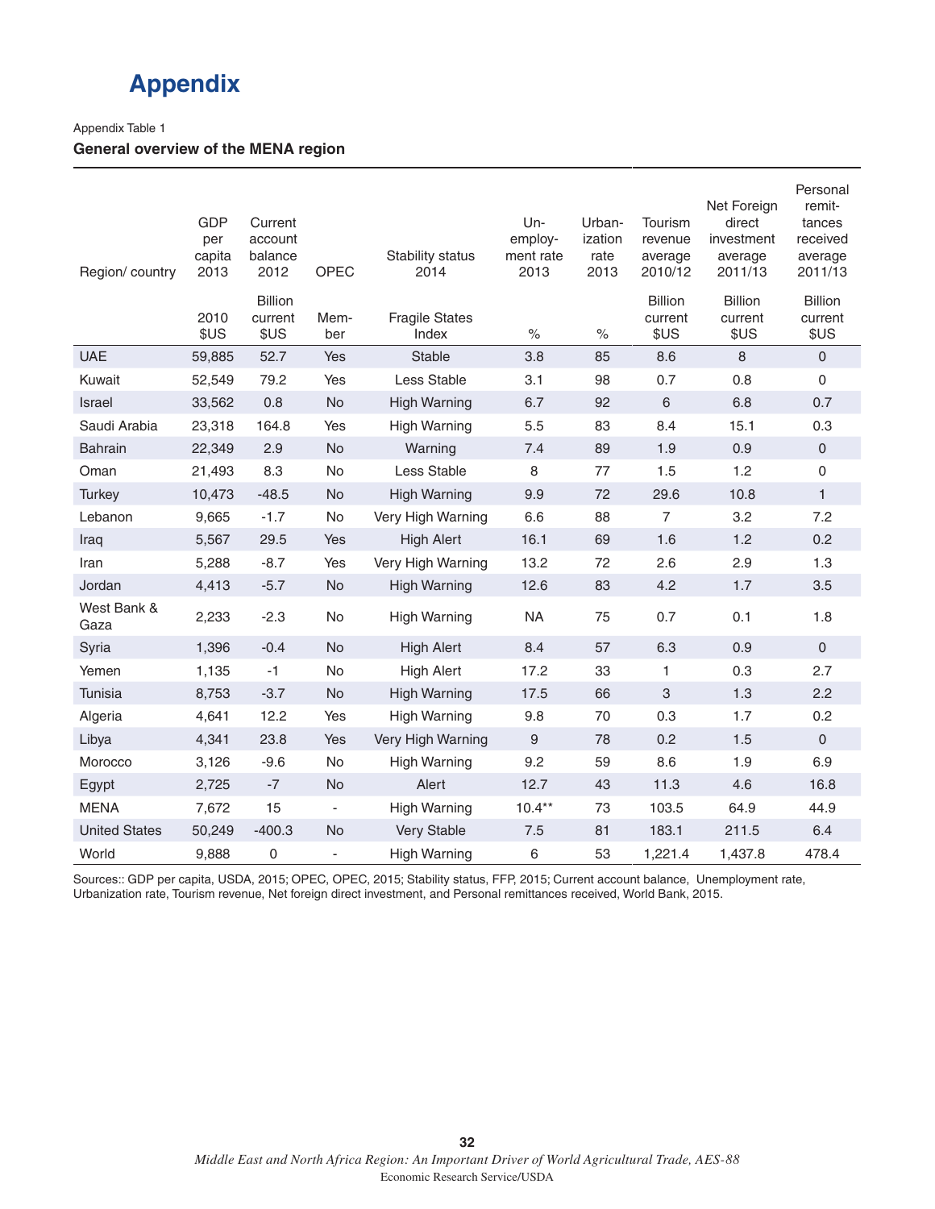# Appendix

Appendix Table 1

**General overview of the MENA region**

| Region/ country | GDP per capita 2013 | Current account balance 2012 | OPEC | Stability status 2014 | Un-employ-ment rate 2013 | Urban-ization rate 2013 | Tourism revenue average 2010/12 | Net Foreign direct investment average 2011/13 | Personal remit-tances received average 2011/13 |
|---|---|---|---|---|---|---|---|---|---|
| | 2010 $US | Billion current $US | Mem-ber | Fragile States Index | % | % | Billion current $US | Billion current $US | Billion current $US |
| UAE | 59,885 | 52.7 | Yes | Stable | 3.8 | 85 | 8.6 | 8 | 0 |
| Kuwait | 52,549 | 79.2 | Yes | Less Stable | 3.1 | 98 | 0.7 | 0.8 | 0 |
| Israel | 33,562 | 0.8 | No | High Warning | 6.7 | 92 | 6 | 6.8 | 0.7 |
| Saudi Arabia | 23,318 | 164.8 | Yes | High Warning | 5.5 | 83 | 8.4 | 15.1 | 0.3 |
| Bahrain | 22,349 | 2.9 | No | Warning | 7.4 | 89 | 1.9 | 0.9 | 0 |
| Oman | 21,493 | 8.3 | No | Less Stable | 8 | 77 | 1.5 | 1.2 | 0 |
| Turkey | 10,473 | -48.5 | No | High Warning | 9.9 | 72 | 29.6 | 10.8 | 1 |
| Lebanon | 9,665 | -1.7 | No | Very High Warning | 6.6 | 88 | 7 | 3.2 | 7.2 |
| Iraq | 5,567 | 29.5 | Yes | High Alert | 16.1 | 69 | 1.6 | 1.2 | 0.2 |
| Iran | 5,288 | -8.7 | Yes | Very High Warning | 13.2 | 72 | 2.6 | 2.9 | 1.3 |
| Jordan | 4,413 | -5.7 | No | High Warning | 12.6 | 83 | 4.2 | 1.7 | 3.5 |
| West Bank & Gaza | 2,233 | -2.3 | No | High Warning | NA | 75 | 0.7 | 0.1 | 1.8 |
| Syria | 1,396 | -0.4 | No | High Alert | 8.4 | 57 | 6.3 | 0.9 | 0 |
| Yemen | 1,135 | -1 | No | High Alert | 17.2 | 33 | 1 | 0.3 | 2.7 |
| Tunisia | 8,753 | -3.7 | No | High Warning | 17.5 | 66 | 3 | 1.3 | 2.2 |
| Algeria | 4,641 | 12.2 | Yes | High Warning | 9.8 | 70 | 0.3 | 1.7 | 0.2 |
| Libya | 4,341 | 23.8 | Yes | Very High Warning | 9 | 78 | 0.2 | 1.5 | 0 |
| Morocco | 3,126 | -9.6 | No | High Warning | 9.2 | 59 | 8.6 | 1.9 | 6.9 |
| Egypt | 2,725 | -7 | No | Alert | 12.7 | 43 | 11.3 | 4.6 | 16.8 |
| MENA | 7,672 | 15 | - | High Warning | 10.4** | 73 | 103.5 | 64.9 | 44.9 |
| United States | 50,249 | -400.3 | No | Very Stable | 7.5 | 81 | 183.1 | 211.5 | 6.4 |
| World | 9,888 | 0 | - | High Warning | 6 | 53 | 1,221.4 | 1,437.8 | 478.4 |

Sources:: GDP per capita, USDA, 2015; OPEC, OPEC, 2015; Stability status, FFP, 2015; Current account balance, Unemployment rate, Urbanization rate, Tourism revenue, Net foreign direct investment, and Personal remittances received, World Bank, 2015.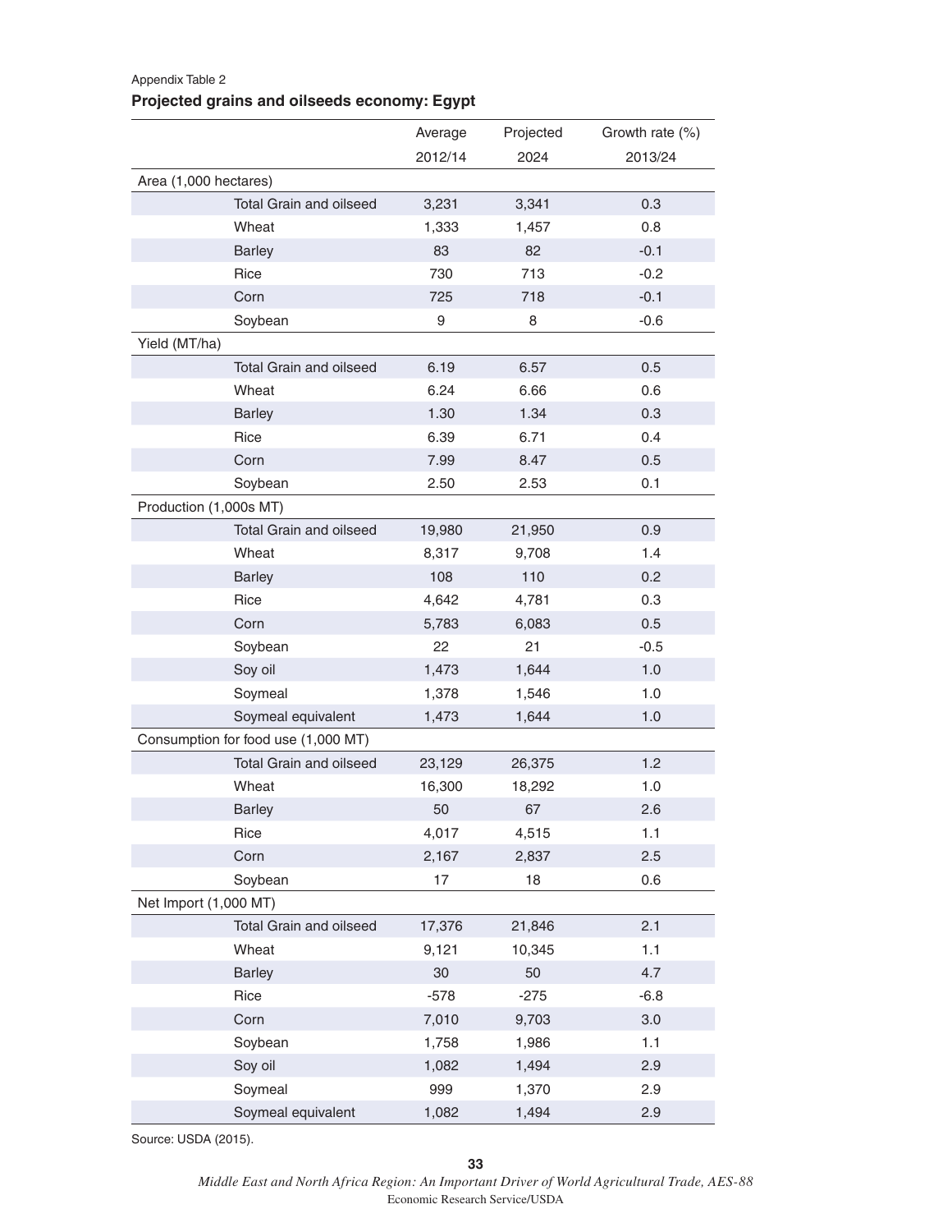Appendix Table 2

**Projected grains and oilseeds economy: Egypt**

| | Average 2012/14 | Projected 2024 | Growth rate (%) 2013/24 |
|---|---|---|---|
| Area (1,000 hectares) | | | |
| Total Grain and oilseed | 3,231 | 3,341 | 0.3 |
| Wheat | 1,333 | 1,457 | 0.8 |
| Barley | 83 | 82 | -0.1 |
| Rice | 730 | 713 | -0.2 |
| Corn | 725 | 718 | -0.1 |
| Soybean | 9 | 8 | -0.6 |
| Yield (MT/ha) | | | |
| Total Grain and oilseed | 6.19 | 6.57 | 0.5 |
| Wheat | 6.24 | 6.66 | 0.6 |
| Barley | 1.30 | 1.34 | 0.3 |
| Rice | 6.39 | 6.71 | 0.4 |
| Corn | 7.99 | 8.47 | 0.5 |
| Soybean | 2.50 | 2.53 | 0.1 |
| Production (1,000s MT) | | | |
| Total Grain and oilseed | 19,980 | 21,950 | 0.9 |
| Wheat | 8,317 | 9,708 | 1.4 |
| Barley | 108 | 110 | 0.2 |
| Rice | 4,642 | 4,781 | 0.3 |
| Corn | 5,783 | 6,083 | 0.5 |
| Soybean | 22 | 21 | -0.5 |
| Soy oil | 1,473 | 1,644 | 1.0 |
| Soymeal | 1,378 | 1,546 | 1.0 |
| Soymeal equivalent | 1,473 | 1,644 | 1.0 |
| Consumption for food use (1,000 MT) | | | |
| Total Grain and oilseed | 23,129 | 26,375 | 1.2 |
| Wheat | 16,300 | 18,292 | 1.0 |
| Barley | 50 | 67 | 2.6 |
| Rice | 4,017 | 4,515 | 1.1 |
| Corn | 2,167 | 2,837 | 2.5 |
| Soybean | 17 | 18 | 0.6 |
| Net Import (1,000 MT) | | | |
| Total Grain and oilseed | 17,376 | 21,846 | 2.1 |
| Wheat | 9,121 | 10,345 | 1.1 |
| Barley | 30 | 50 | 4.7 |
| Rice | -578 | -275 | -6.8 |
| Corn | 7,010 | 9,703 | 3.0 |
| Soybean | 1,758 | 1,986 | 1.1 |
| Soy oil | 1,082 | 1,494 | 2.9 |
| Soymeal | 999 | 1,370 | 2.9 |
| Soymeal equivalent | 1,082 | 1,494 | 2.9 |

Source: USDA (2015).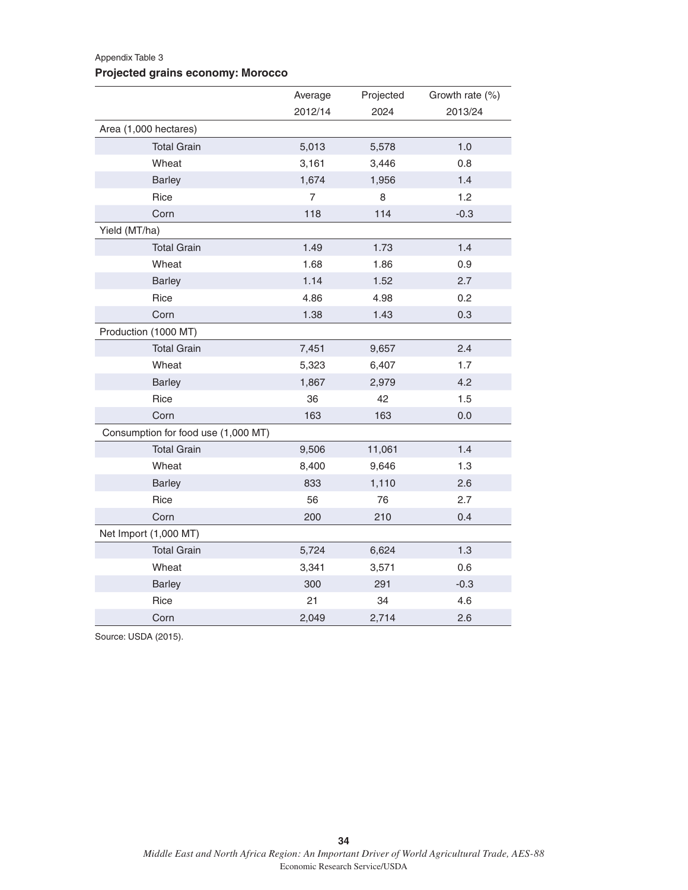Appendix Table 3

**Projected grains economy: Morocco**

| | Average 2012/14 | Projected 2024 | Growth rate (%) 2013/24 |
|---|---|---|---|
| Area (1,000 hectares) | | | |
| Total Grain | 5,013 | 5,578 | 1.0 |
| Wheat | 3,161 | 3,446 | 0.8 |
| Barley | 1,674 | 1,956 | 1.4 |
| Rice | 7 | 8 | 1.2 |
| Corn | 118 | 114 | -0.3 |
| Yield (MT/ha) | | | |
| Total Grain | 1.49 | 1.73 | 1.4 |
| Wheat | 1.68 | 1.86 | 0.9 |
| Barley | 1.14 | 1.52 | 2.7 |
| Rice | 4.86 | 4.98 | 0.2 |
| Corn | 1.38 | 1.43 | 0.3 |
| Production (1000 MT) | | | |
| Total Grain | 7,451 | 9,657 | 2.4 |
| Wheat | 5,323 | 6,407 | 1.7 |
| Barley | 1,867 | 2,979 | 4.2 |
| Rice | 36 | 42 | 1.5 |
| Corn | 163 | 163 | 0.0 |
| Consumption for food use (1,000 MT) | | | |
| Total Grain | 9,506 | 11,061 | 1.4 |
| Wheat | 8,400 | 9,646 | 1.3 |
| Barley | 833 | 1,110 | 2.6 |
| Rice | 56 | 76 | 2.7 |
| Corn | 200 | 210 | 0.4 |
| Net Import (1,000 MT) | | | |
| Total Grain | 5,724 | 6,624 | 1.3 |
| Wheat | 3,341 | 3,571 | 0.6 |
| Barley | 300 | 291 | -0.3 |
| Rice | 21 | 34 | 4.6 |
| Corn | 2,049 | 2,714 | 2.6 |

Source: USDA (2015).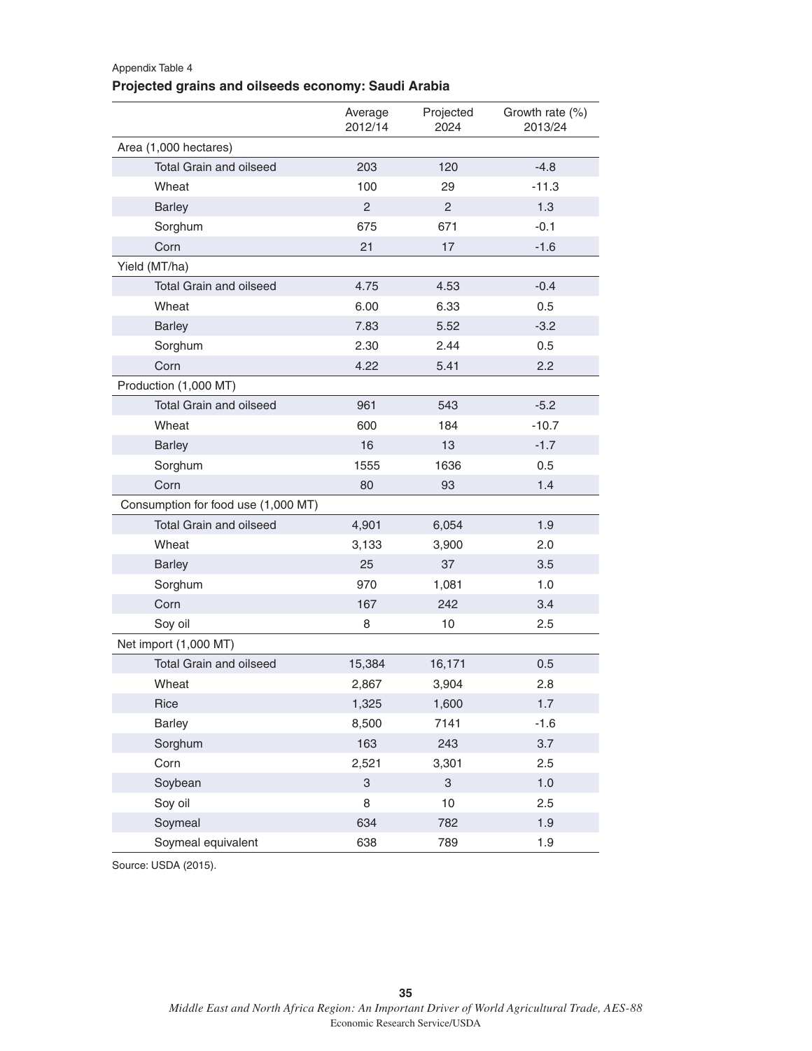Appendix Table 4

**Projected grains and oilseeds economy: Saudi Arabia**

| | Average 2012/14 | Projected 2024 | Growth rate (%) 2013/24 |
|---|---|---|---|
| Area (1,000 hectares) | | | |
| Total Grain and oilseed | 203 | 120 | -4.8 |
| Wheat | 100 | 29 | -11.3 |
| Barley | 2 | 2 | 1.3 |
| Sorghum | 675 | 671 | -0.1 |
| Corn | 21 | 17 | -1.6 |
| Yield (MT/ha) | | | |
| Total Grain and oilseed | 4.75 | 4.53 | -0.4 |
| Wheat | 6.00 | 6.33 | 0.5 |
| Barley | 7.83 | 5.52 | -3.2 |
| Sorghum | 2.30 | 2.44 | 0.5 |
| Corn | 4.22 | 5.41 | 2.2 |
| Production (1,000 MT) | | | |
| Total Grain and oilseed | 961 | 543 | -5.2 |
| Wheat | 600 | 184 | -10.7 |
| Barley | 16 | 13 | -1.7 |
| Sorghum | 1555 | 1636 | 0.5 |
| Corn | 80 | 93 | 1.4 |
| Consumption for food use (1,000 MT) | | | |
| Total Grain and oilseed | 4,901 | 6,054 | 1.9 |
| Wheat | 3,133 | 3,900 | 2.0 |
| Barley | 25 | 37 | 3.5 |
| Sorghum | 970 | 1,081 | 1.0 |
| Corn | 167 | 242 | 3.4 |
| Soy oil | 8 | 10 | 2.5 |
| Net import (1,000 MT) | | | |
| Total Grain and oilseed | 15,384 | 16,171 | 0.5 |
| Wheat | 2,867 | 3,904 | 2.8 |
| Rice | 1,325 | 1,600 | 1.7 |
| Barley | 8,500 | 7141 | -1.6 |
| Sorghum | 163 | 243 | 3.7 |
| Corn | 2,521 | 3,301 | 2.5 |
| Soybean | 3 | 3 | 1.0 |
| Soy oil | 8 | 10 | 2.5 |
| Soymeal | 634 | 782 | 1.9 |
| Soymeal equivalent | 638 | 789 | 1.9 |

Source: USDA (2015).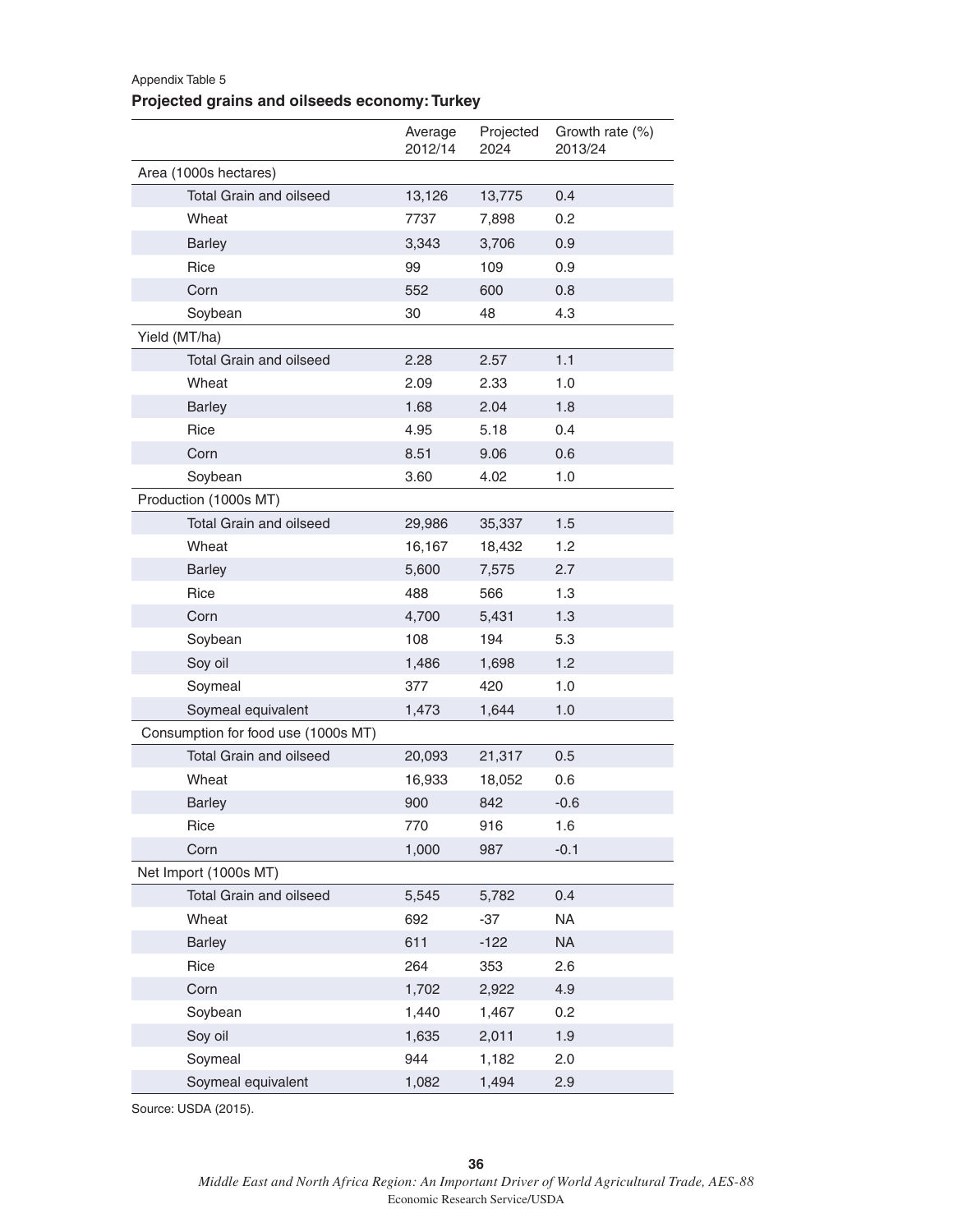Appendix Table 5

**Projected grains and oilseeds economy: Turkey**

| | Average 2012/14 | Projected 2024 | Growth rate (%) 2013/24 |
|---|---|---|---|
| Area (1000s hectares) | | | |
| Total Grain and oilseed | 13,126 | 13,775 | 0.4 |
| Wheat | 7737 | 7,898 | 0.2 |
| Barley | 3,343 | 3,706 | 0.9 |
| Rice | 99 | 109 | 0.9 |
| Corn | 552 | 600 | 0.8 |
| Soybean | 30 | 48 | 4.3 |
| Yield (MT/ha) | | | |
| Total Grain and oilseed | 2.28 | 2.57 | 1.1 |
| Wheat | 2.09 | 2.33 | 1.0 |
| Barley | 1.68 | 2.04 | 1.8 |
| Rice | 4.95 | 5.18 | 0.4 |
| Corn | 8.51 | 9.06 | 0.6 |
| Soybean | 3.60 | 4.02 | 1.0 |
| Production (1000s MT) | | | |
| Total Grain and oilseed | 29,986 | 35,337 | 1.5 |
| Wheat | 16,167 | 18,432 | 1.2 |
| Barley | 5,600 | 7,575 | 2.7 |
| Rice | 488 | 566 | 1.3 |
| Corn | 4,700 | 5,431 | 1.3 |
| Soybean | 108 | 194 | 5.3 |
| Soy oil | 1,486 | 1,698 | 1.2 |
| Soymeal | 377 | 420 | 1.0 |
| Soymeal equivalent | 1,473 | 1,644 | 1.0 |
| Consumption for food use (1000s MT) | | | |
| Total Grain and oilseed | 20,093 | 21,317 | 0.5 |
| Wheat | 16,933 | 18,052 | 0.6 |
| Barley | 900 | 842 | -0.6 |
| Rice | 770 | 916 | 1.6 |
| Corn | 1,000 | 987 | -0.1 |
| Net Import (1000s MT) | | | |
| Total Grain and oilseed | 5,545 | 5,782 | 0.4 |
| Wheat | 692 | -37 | NA |
| Barley | 611 | -122 | NA |
| Rice | 264 | 353 | 2.6 |
| Corn | 1,702 | 2,922 | 4.9 |
| Soybean | 1,440 | 1,467 | 0.2 |
| Soy oil | 1,635 | 2,011 | 1.9 |
| Soymeal | 944 | 1,182 | 2.0 |
| Soymeal equivalent | 1,082 | 1,494 | 2.9 |

Source: USDA (2015).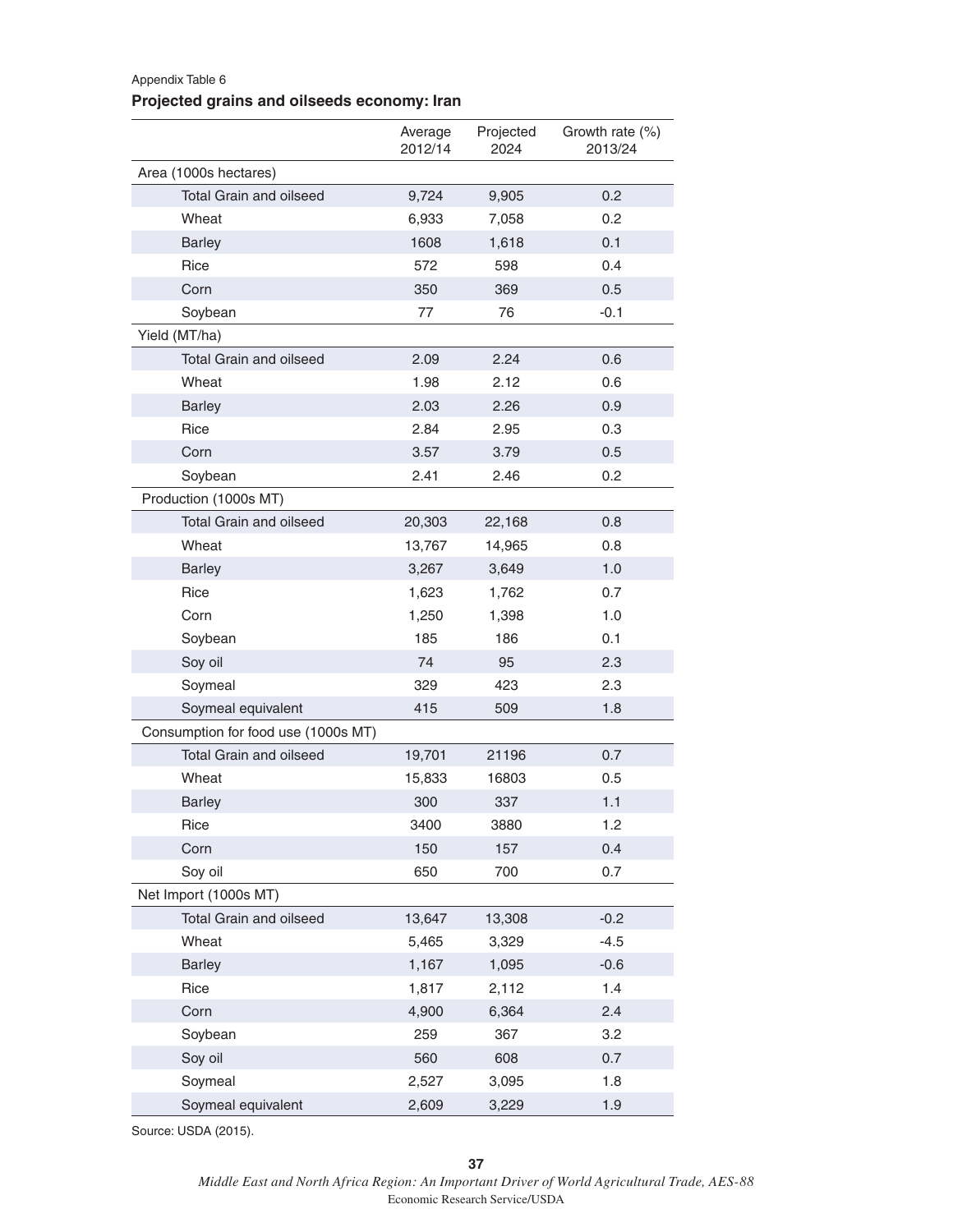Appendix Table 6

**Projected grains and oilseeds economy: Iran**

| | Average 2012/14 | Projected 2024 | Growth rate (%) 2013/24 |
|---|---|---|---|
| Area (1000s hectares) | | | |
| Total Grain and oilseed | 9,724 | 9,905 | 0.2 |
| Wheat | 6,933 | 7,058 | 0.2 |
| Barley | 1608 | 1,618 | 0.1 |
| Rice | 572 | 598 | 0.4 |
| Corn | 350 | 369 | 0.5 |
| Soybean | 77 | 76 | -0.1 |
| Yield (MT/ha) | | | |
| Total Grain and oilseed | 2.09 | 2.24 | 0.6 |
| Wheat | 1.98 | 2.12 | 0.6 |
| Barley | 2.03 | 2.26 | 0.9 |
| Rice | 2.84 | 2.95 | 0.3 |
| Corn | 3.57 | 3.79 | 0.5 |
| Soybean | 2.41 | 2.46 | 0.2 |
| Production (1000s MT) | | | |
| Total Grain and oilseed | 20,303 | 22,168 | 0.8 |
| Wheat | 13,767 | 14,965 | 0.8 |
| Barley | 3,267 | 3,649 | 1.0 |
| Rice | 1,623 | 1,762 | 0.7 |
| Corn | 1,250 | 1,398 | 1.0 |
| Soybean | 185 | 186 | 0.1 |
| Soy oil | 74 | 95 | 2.3 |
| Soymeal | 329 | 423 | 2.3 |
| Soymeal equivalent | 415 | 509 | 1.8 |
| Consumption for food use (1000s MT) | | | |
| Total Grain and oilseed | 19,701 | 21196 | 0.7 |
| Wheat | 15,833 | 16803 | 0.5 |
| Barley | 300 | 337 | 1.1 |
| Rice | 3400 | 3880 | 1.2 |
| Corn | 150 | 157 | 0.4 |
| Soy oil | 650 | 700 | 0.7 |
| Net Import (1000s MT) | | | |
| Total Grain and oilseed | 13,647 | 13,308 | -0.2 |
| Wheat | 5,465 | 3,329 | -4.5 |
| Barley | 1,167 | 1,095 | -0.6 |
| Rice | 1,817 | 2,112 | 1.4 |
| Corn | 4,900 | 6,364 | 2.4 |
| Soybean | 259 | 367 | 3.2 |
| Soy oil | 560 | 608 | 0.7 |
| Soymeal | 2,527 | 3,095 | 1.8 |
| Soymeal equivalent | 2,609 | 3,229 | 1.9 |

Source: USDA (2015).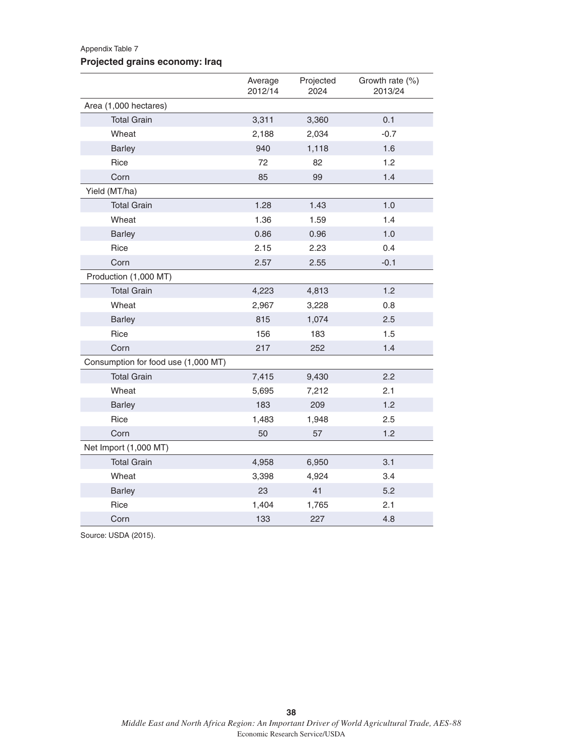Appendix Table 7

**Projected grains economy: Iraq**

| | Average 2012/14 | Projected 2024 | Growth rate (%) 2013/24 |
|---|---|---|---|
| Area (1,000 hectares) | | | |
| Total Grain | 3,311 | 3,360 | 0.1 |
| Wheat | 2,188 | 2,034 | -0.7 |
| Barley | 940 | 1,118 | 1.6 |
| Rice | 72 | 82 | 1.2 |
| Corn | 85 | 99 | 1.4 |
| Yield (MT/ha) | | | |
| Total Grain | 1.28 | 1.43 | 1.0 |
| Wheat | 1.36 | 1.59 | 1.4 |
| Barley | 0.86 | 0.96 | 1.0 |
| Rice | 2.15 | 2.23 | 0.4 |
| Corn | 2.57 | 2.55 | -0.1 |
| Production (1,000 MT) | | | |
| Total Grain | 4,223 | 4,813 | 1.2 |
| Wheat | 2,967 | 3,228 | 0.8 |
| Barley | 815 | 1,074 | 2.5 |
| Rice | 156 | 183 | 1.5 |
| Corn | 217 | 252 | 1.4 |
| Consumption for food use (1,000 MT) | | | |
| Total Grain | 7,415 | 9,430 | 2.2 |
| Wheat | 5,695 | 7,212 | 2.1 |
| Barley | 183 | 209 | 1.2 |
| Rice | 1,483 | 1,948 | 2.5 |
| Corn | 50 | 57 | 1.2 |
| Net Import (1,000 MT) | | | |
| Total Grain | 4,958 | 6,950 | 3.1 |
| Wheat | 3,398 | 4,924 | 3.4 |
| Barley | 23 | 41 | 5.2 |
| Rice | 1,404 | 1,765 | 2.1 |
| Corn | 133 | 227 | 4.8 |

Source: USDA (2015).